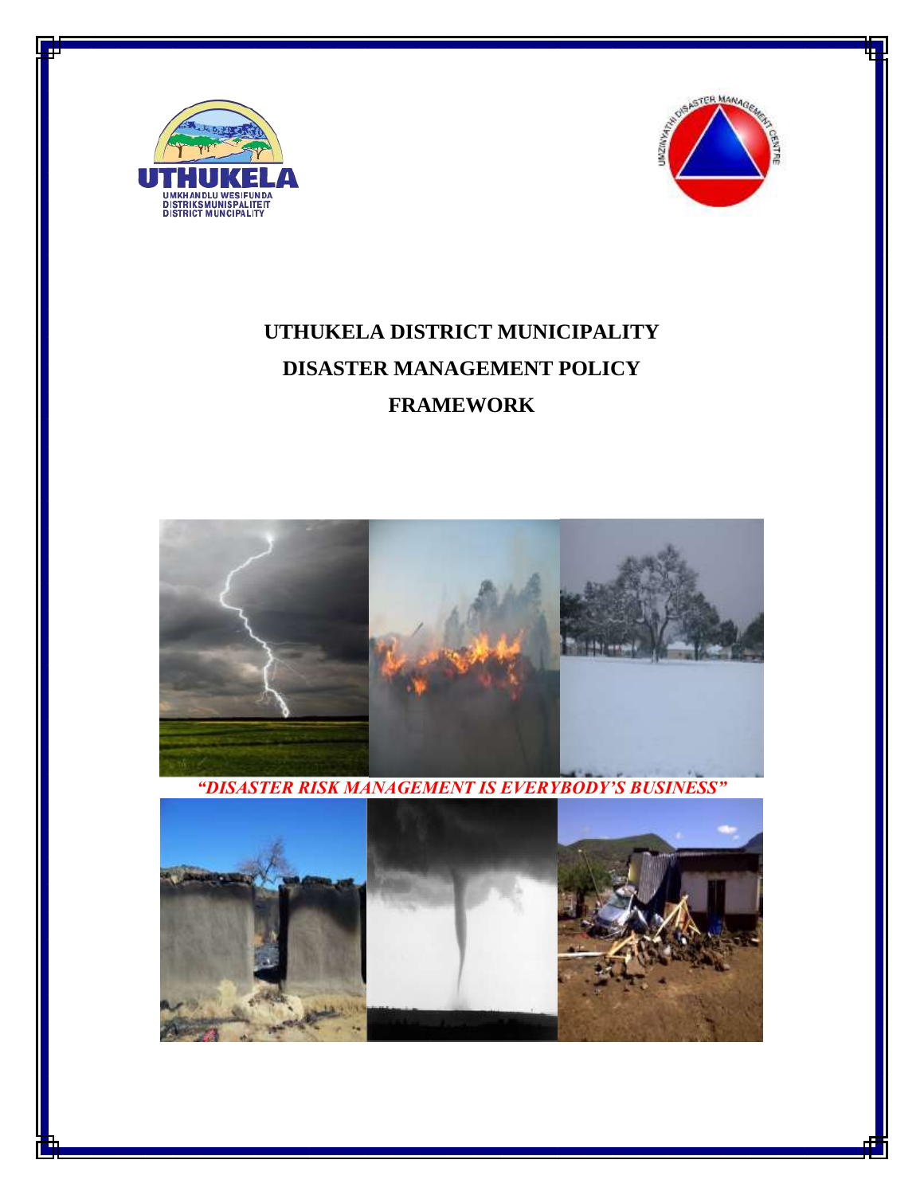# UTHUKELA DISTRICT MUNICIPALITY
# DISASTER MANAGEMENT POLICY
# FRAMEWORK

*"DISASTER RISK MANAGEMENT IS EVERYBODY'S BUSINESS"*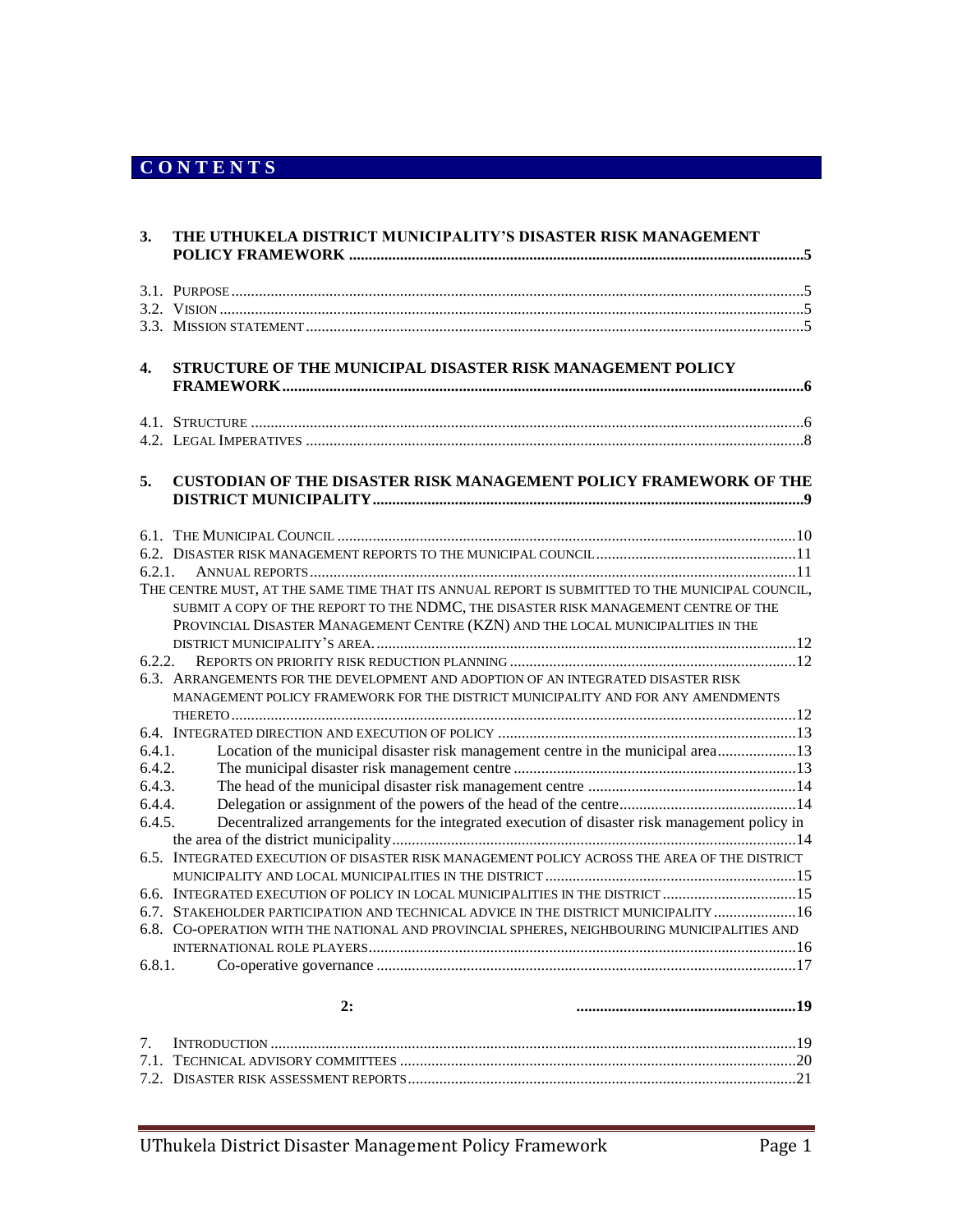# CONTENTS

**3. THE UTHUKELA DISTRICT MUNICIPALITY'S DISASTER RISK MANAGEMENT POLICY FRAMEWORK ....5**

3.1. PURPOSE ....5
3.2. VISION ....5
3.3. MISSION STATEMENT ....5

**4. STRUCTURE OF THE MUNICIPAL DISASTER RISK MANAGEMENT POLICY FRAMEWORK ....6**

4.1. STRUCTURE ....6
4.2. LEGAL IMPERATIVES ....8

**5. CUSTODIAN OF THE DISASTER RISK MANAGEMENT POLICY FRAMEWORK OF THE DISTRICT MUNICIPALITY ....9**

6.1. THE MUNICIPAL COUNCIL ....10
6.2. DISASTER RISK MANAGEMENT REPORTS TO THE MUNICIPAL COUNCIL ....11
6.2.1. ANNUAL REPORTS ....11
THE CENTRE MUST, AT THE SAME TIME THAT ITS ANNUAL REPORT IS SUBMITTED TO THE MUNICIPAL COUNCIL, SUBMIT A COPY OF THE REPORT TO THE NDMC, THE DISASTER RISK MANAGEMENT CENTRE OF THE PROVINCIAL DISASTER MANAGEMENT CENTRE (KZN) AND THE LOCAL MUNICIPALITIES IN THE DISTRICT MUNICIPALITY'S AREA. ....12
6.2.2. REPORTS ON PRIORITY RISK REDUCTION PLANNING ....12
6.3. ARRANGEMENTS FOR THE DEVELOPMENT AND ADOPTION OF AN INTEGRATED DISASTER RISK MANAGEMENT POLICY FRAMEWORK FOR THE DISTRICT MUNICIPALITY AND FOR ANY AMENDMENTS THERETO ....12
6.4. INTEGRATED DIRECTION AND EXECUTION OF POLICY ....13
6.4.1. Location of the municipal disaster risk management centre in the municipal area ....13
6.4.2. The municipal disaster risk management centre ....13
6.4.3. The head of the municipal disaster risk management centre ....14
6.4.4. Delegation or assignment of the powers of the head of the centre ....14
6.4.5. Decentralized arrangements for the integrated execution of disaster risk management policy in the area of the district municipality ....14
6.5. INTEGRATED EXECUTION OF DISASTER RISK MANAGEMENT POLICY ACROSS THE AREA OF THE DISTRICT MUNICIPALITY AND LOCAL MUNICIPALITIES IN THE DISTRICT ....15
6.6. INTEGRATED EXECUTION OF POLICY IN LOCAL MUNICIPALITIES IN THE DISTRICT ....15
6.7. STAKEHOLDER PARTICIPATION AND TECHNICAL ADVICE IN THE DISTRICT MUNICIPALITY ....16
6.8. CO-OPERATION WITH THE NATIONAL AND PROVINCIAL SPHERES, NEIGHBOURING MUNICIPALITIES AND INTERNATIONAL ROLE PLAYERS ....16
6.8.1. Co-operative governance ....17

**2: ....19**

7. INTRODUCTION ....19
7.1. TECHNICAL ADVISORY COMMITTEES ....20
7.2. DISASTER RISK ASSESSMENT REPORTS ....21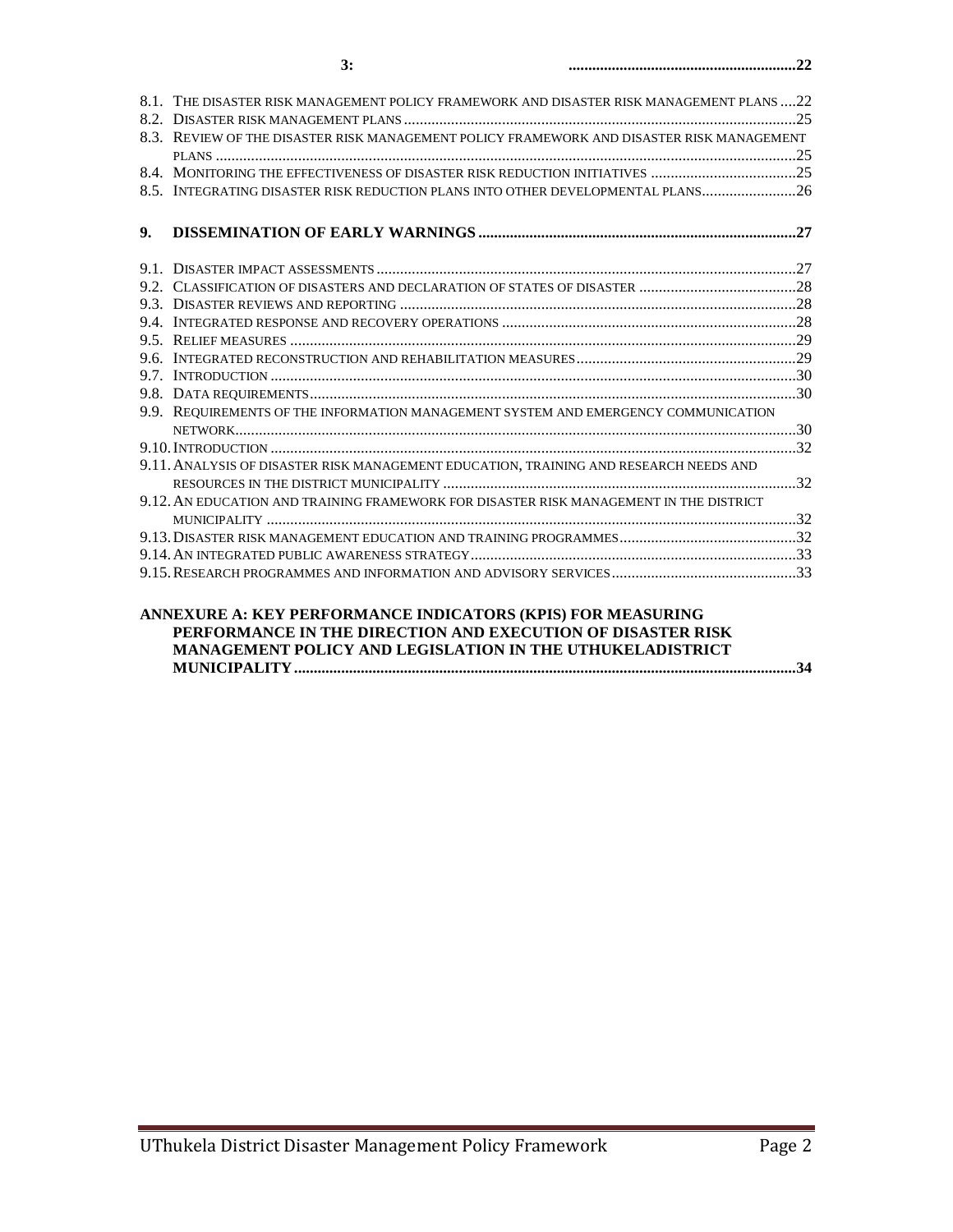**3: ..........................................................22**

8.1. THE DISASTER RISK MANAGEMENT POLICY FRAMEWORK AND DISASTER RISK MANAGEMENT PLANS ....22
8.2. DISASTER RISK MANAGEMENT PLANS ....................................................................................................25
8.3. REVIEW OF THE DISASTER RISK MANAGEMENT POLICY FRAMEWORK AND DISASTER RISK MANAGEMENT PLANS ....................................................................................................................................25
8.4. MONITORING THE EFFECTIVENESS OF DISASTER RISK REDUCTION INITIATIVES .....................................25
8.5. INTEGRATING DISASTER RISK REDUCTION PLANS INTO OTHER DEVELOPMENTAL PLANS........................26

**9. DISSEMINATION OF EARLY WARNINGS ................................................................................27**

9.1. DISASTER IMPACT ASSESSMENTS ..........................................................................................................27
9.2. CLASSIFICATION OF DISASTERS AND DECLARATION OF STATES OF DISASTER ........................................28
9.3. DISASTER REVIEWS AND REPORTING ....................................................................................................28
9.4. INTEGRATED RESPONSE AND RECOVERY OPERATIONS ..........................................................................28
9.5. RELIEF MEASURES ................................................................................................................................29
9.6. INTEGRATED RECONSTRUCTION AND REHABILITATION MEASURES........................................................29
9.7. INTRODUCTION .....................................................................................................................................30
9.8. DATA REQUIREMENTS...........................................................................................................................30
9.9. REQUIREMENTS OF THE INFORMATION MANAGEMENT SYSTEM AND EMERGENCY COMMUNICATION NETWORK.................................................................................................................................................30
9.10. INTRODUCTION .....................................................................................................................................32
9.11. ANALYSIS OF DISASTER RISK MANAGEMENT EDUCATION, TRAINING AND RESEARCH NEEDS AND RESOURCES IN THE DISTRICT MUNICIPALITY ..........................................................................................32
9.12. AN EDUCATION AND TRAINING FRAMEWORK FOR DISASTER RISK MANAGEMENT IN THE DISTRICT MUNICIPALITY ......................................................................................................................................32
9.13. DISASTER RISK MANAGEMENT EDUCATION AND TRAINING PROGRAMMES.............................................32
9.14. AN INTEGRATED PUBLIC AWARENESS STRATEGY..................................................................................33
9.15. RESEARCH PROGRAMMES AND INFORMATION AND ADVISORY SERVICES...............................................33

**ANNEXURE A: KEY PERFORMANCE INDICATORS (KPIS) FOR MEASURING PERFORMANCE IN THE DIRECTION AND EXECUTION OF DISASTER RISK MANAGEMENT POLICY AND LEGISLATION IN THE UTHUKELADISTRICT MUNICIPALITY..............................................................................................................................34**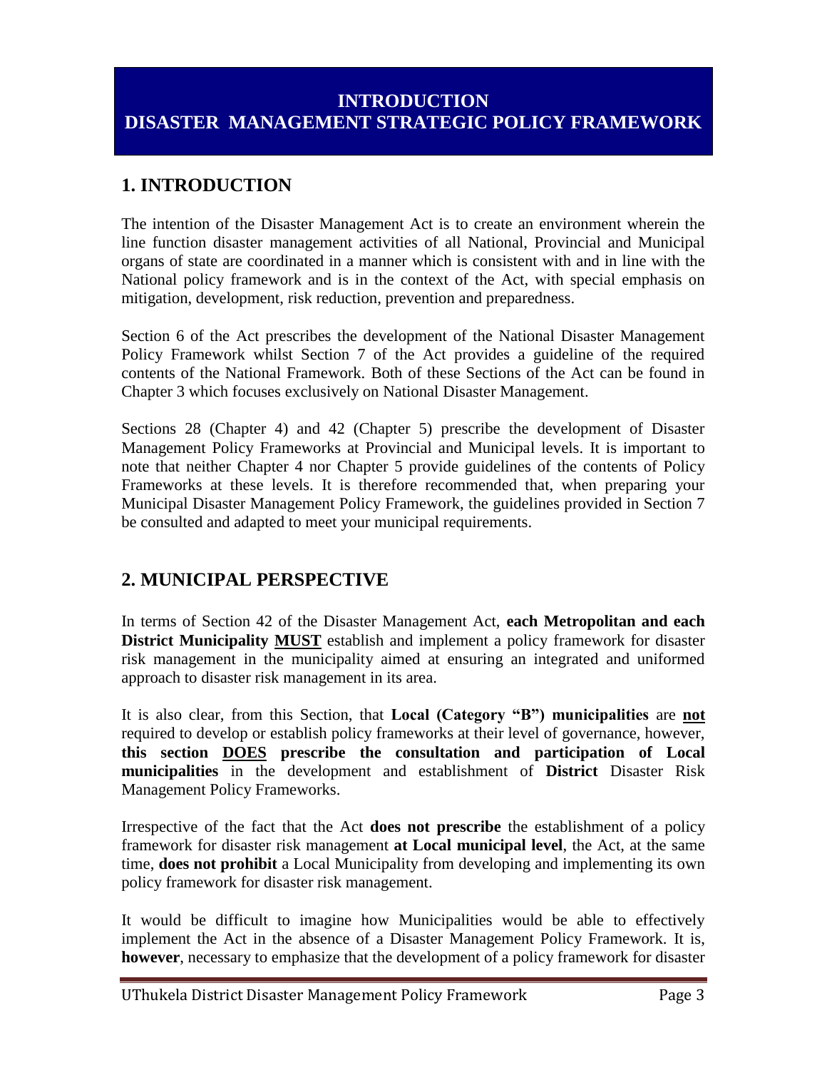# INTRODUCTION
# DISASTER MANAGEMENT STRATEGIC POLICY FRAMEWORK

## 1. INTRODUCTION

The intention of the Disaster Management Act is to create an environment wherein the line function disaster management activities of all National, Provincial and Municipal organs of state are coordinated in a manner which is consistent with and in line with the National policy framework and is in the context of the Act, with special emphasis on mitigation, development, risk reduction, prevention and preparedness.

Section 6 of the Act prescribes the development of the National Disaster Management Policy Framework whilst Section 7 of the Act provides a guideline of the required contents of the National Framework. Both of these Sections of the Act can be found in Chapter 3 which focuses exclusively on National Disaster Management.

Sections 28 (Chapter 4) and 42 (Chapter 5) prescribe the development of Disaster Management Policy Frameworks at Provincial and Municipal levels. It is important to note that neither Chapter 4 nor Chapter 5 provide guidelines of the contents of Policy Frameworks at these levels. It is therefore recommended that, when preparing your Municipal Disaster Management Policy Framework, the guidelines provided in Section 7 be consulted and adapted to meet your municipal requirements.

## 2. MUNICIPAL PERSPECTIVE

In terms of Section 42 of the Disaster Management Act, **each Metropolitan and each District Municipality <u>MUST</u>** establish and implement a policy framework for disaster risk management in the municipality aimed at ensuring an integrated and uniformed approach to disaster risk management in its area.

It is also clear, from this Section, that **Local (Category "B") municipalities** are **<u>not</u>** required to develop or establish policy frameworks at their level of governance, however, **this section <u>DOES</u> prescribe the consultation and participation of Local municipalities** in the development and establishment of **District** Disaster Risk Management Policy Frameworks.

Irrespective of the fact that the Act **does not prescribe** the establishment of a policy framework for disaster risk management **at Local municipal level**, the Act, at the same time, **does not prohibit** a Local Municipality from developing and implementing its own policy framework for disaster risk management.

It would be difficult to imagine how Municipalities would be able to effectively implement the Act in the absence of a Disaster Management Policy Framework. It is, **however**, necessary to emphasize that the development of a policy framework for disaster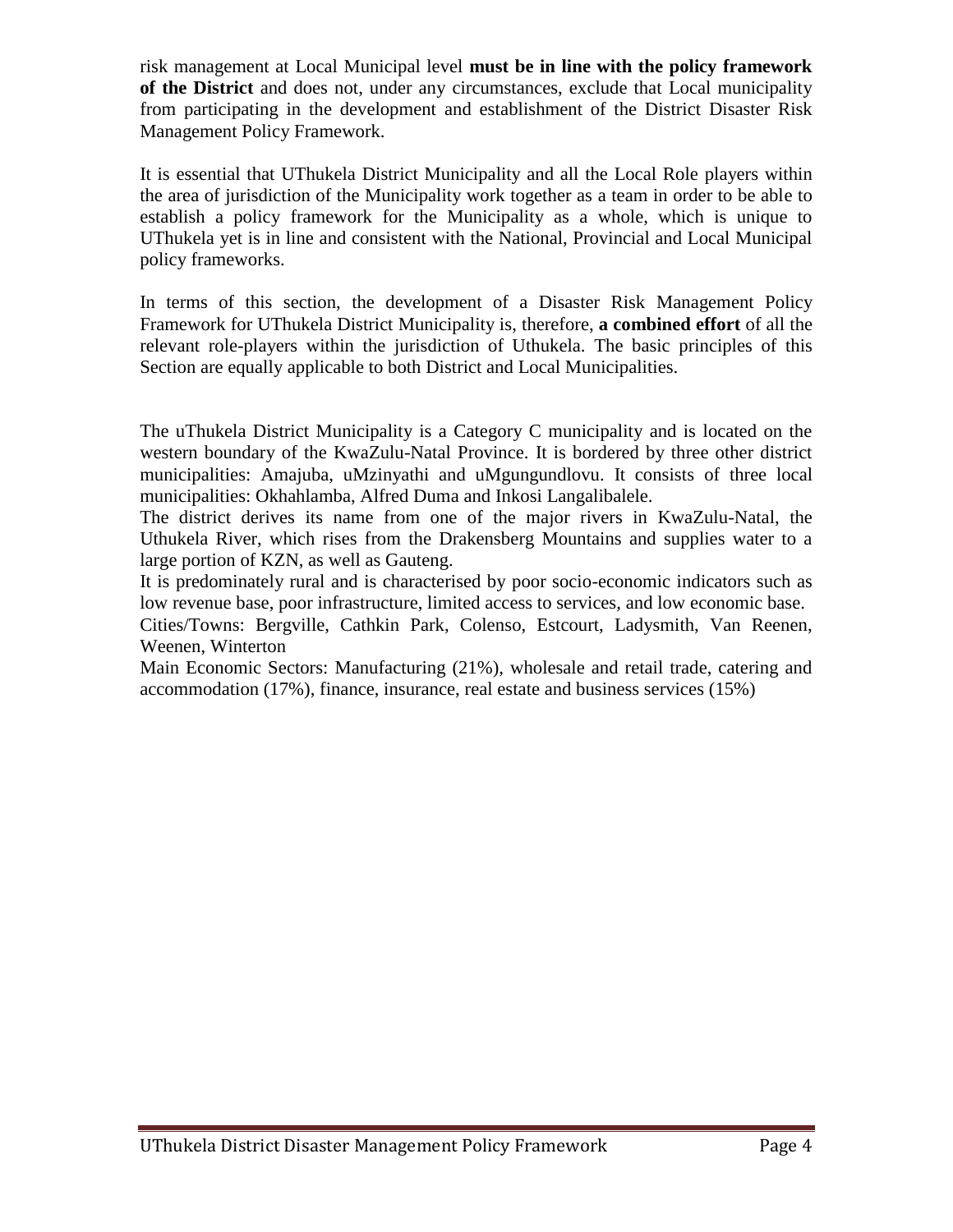risk management at Local Municipal level **must be in line with the policy framework of the District** and does not, under any circumstances, exclude that Local municipality from participating in the development and establishment of the District Disaster Risk Management Policy Framework.

It is essential that UThukela District Municipality and all the Local Role players within the area of jurisdiction of the Municipality work together as a team in order to be able to establish a policy framework for the Municipality as a whole, which is unique to UThukela yet is in line and consistent with the National, Provincial and Local Municipal policy frameworks.

In terms of this section, the development of a Disaster Risk Management Policy Framework for UThukela District Municipality is, therefore, **a combined effort** of all the relevant role-players within the jurisdiction of Uthukela. The basic principles of this Section are equally applicable to both District and Local Municipalities.

The uThukela District Municipality is a Category C municipality and is located on the western boundary of the KwaZulu-Natal Province. It is bordered by three other district municipalities: Amajuba, uMzinyathi and uMgungundlovu. It consists of three local municipalities: Okhahlamba, Alfred Duma and Inkosi Langalibalele.

The district derives its name from one of the major rivers in KwaZulu-Natal, the Uthukela River, which rises from the Drakensberg Mountains and supplies water to a large portion of KZN, as well as Gauteng.

It is predominately rural and is characterised by poor socio-economic indicators such as low revenue base, poor infrastructure, limited access to services, and low economic base.

Cities/Towns: Bergville, Cathkin Park, Colenso, Estcourt, Ladysmith, Van Reenen, Weenen, Winterton

Main Economic Sectors: Manufacturing (21%), wholesale and retail trade, catering and accommodation (17%), finance, insurance, real estate and business services (15%)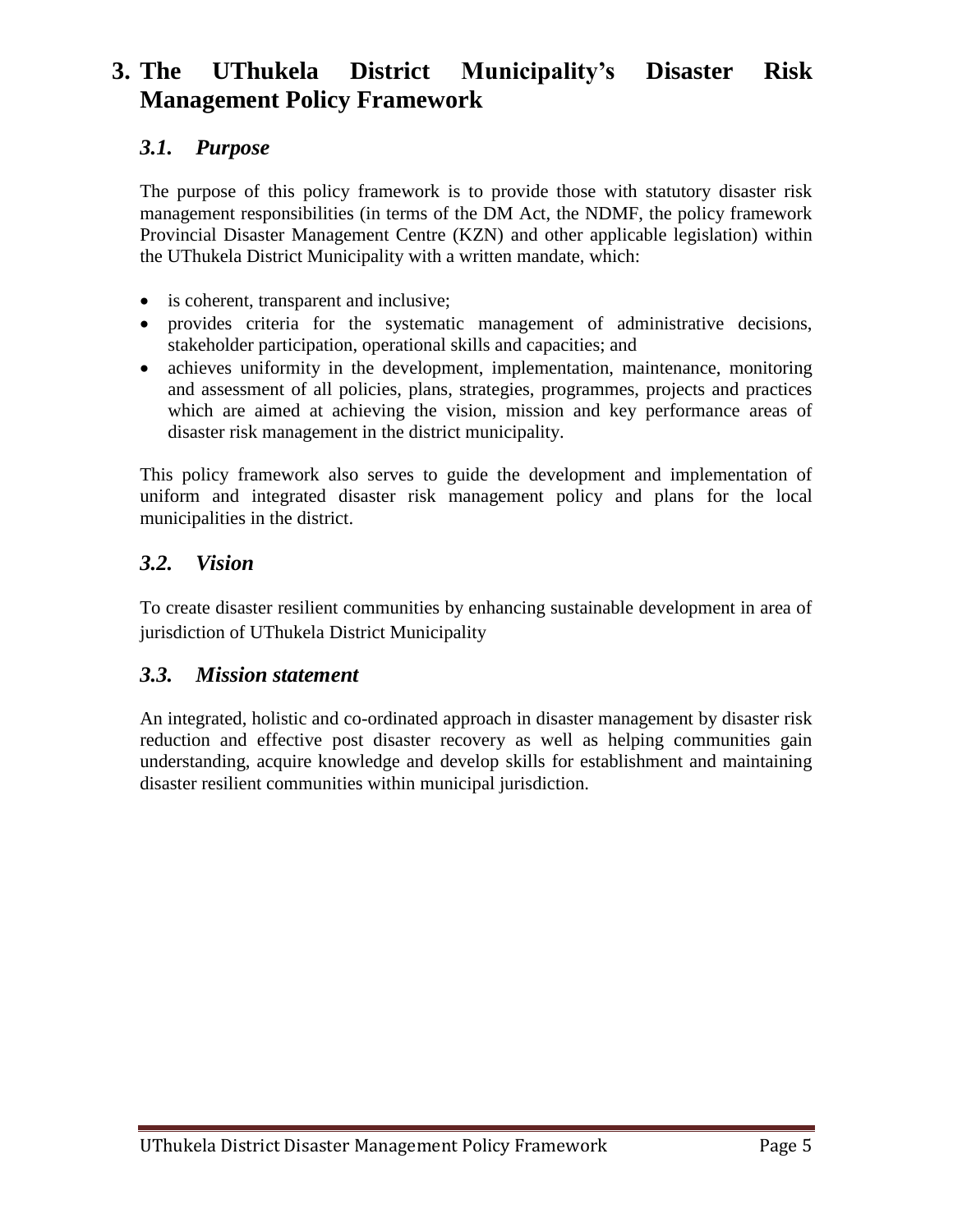# 3. The UThukela District Municipality's Disaster Risk Management Policy Framework

## *3.1. Purpose*

The purpose of this policy framework is to provide those with statutory disaster risk management responsibilities (in terms of the DM Act, the NDMF, the policy framework Provincial Disaster Management Centre (KZN) and other applicable legislation) within the UThukela District Municipality with a written mandate, which:

- is coherent, transparent and inclusive;
- provides criteria for the systematic management of administrative decisions, stakeholder participation, operational skills and capacities; and
- achieves uniformity in the development, implementation, maintenance, monitoring and assessment of all policies, plans, strategies, programmes, projects and practices which are aimed at achieving the vision, mission and key performance areas of disaster risk management in the district municipality.

This policy framework also serves to guide the development and implementation of uniform and integrated disaster risk management policy and plans for the local municipalities in the district.

## *3.2. Vision*

To create disaster resilient communities by enhancing sustainable development in area of jurisdiction of UThukela District Municipality

## *3.3. Mission statement*

An integrated, holistic and co-ordinated approach in disaster management by disaster risk reduction and effective post disaster recovery as well as helping communities gain understanding, acquire knowledge and develop skills for establishment and maintaining disaster resilient communities within municipal jurisdiction.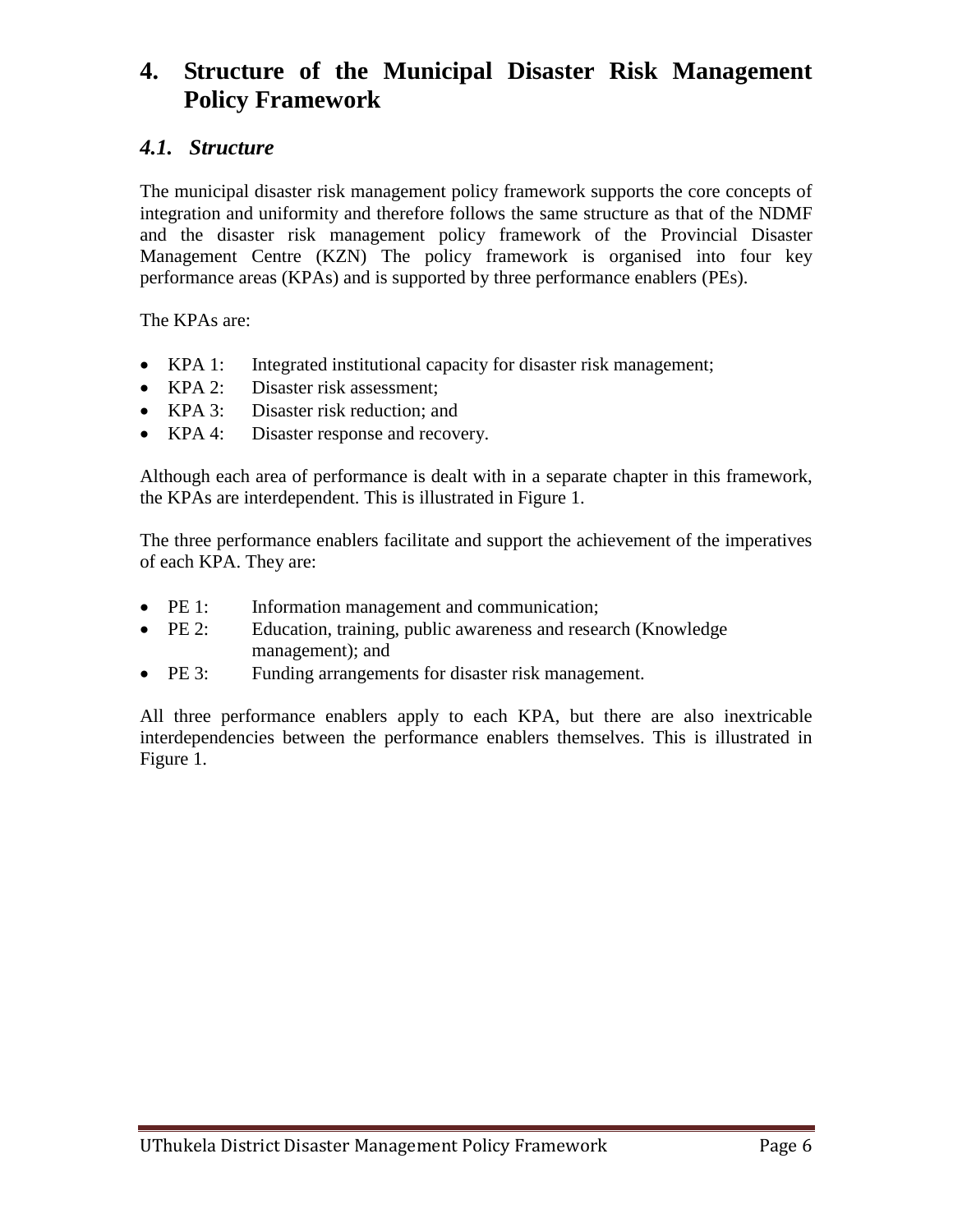# 4. Structure of the Municipal Disaster Risk Management Policy Framework

## *4.1. Structure*

The municipal disaster risk management policy framework supports the core concepts of integration and uniformity and therefore follows the same structure as that of the NDMF and the disaster risk management policy framework of the Provincial Disaster Management Centre (KZN) The policy framework is organised into four key performance areas (KPAs) and is supported by three performance enablers (PEs).

The KPAs are:

- KPA 1: Integrated institutional capacity for disaster risk management;
- KPA 2: Disaster risk assessment;
- KPA 3: Disaster risk reduction; and
- KPA 4: Disaster response and recovery.

Although each area of performance is dealt with in a separate chapter in this framework, the KPAs are interdependent. This is illustrated in Figure 1.

The three performance enablers facilitate and support the achievement of the imperatives of each KPA. They are:

- PE 1: Information management and communication;
- PE 2: Education, training, public awareness and research (Knowledge management); and
- PE 3: Funding arrangements for disaster risk management.

All three performance enablers apply to each KPA, but there are also inextricable interdependencies between the performance enablers themselves. This is illustrated in Figure 1.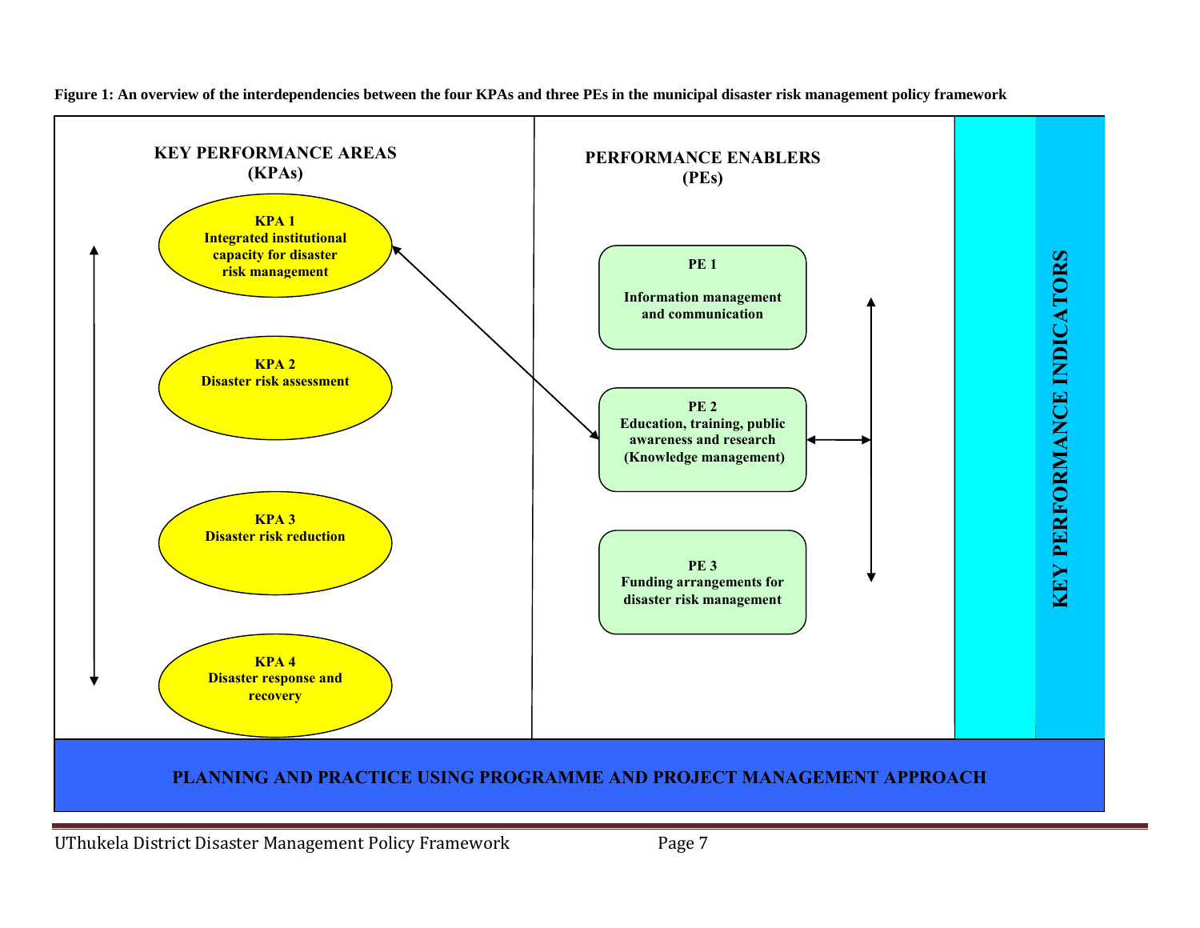**Figure 1: An overview of the interdependencies between the four KPAs and three PEs in the municipal disaster risk management policy framework**

**KEY PERFORMANCE AREAS (KPAs)**

- **KPA 1** Integrated institutional capacity for disaster risk management
- **KPA 2** Disaster risk assessment
- **KPA 3** Disaster risk reduction
- **KPA 4** Disaster response and recovery

**PERFORMANCE ENABLERS (PEs)**

- **PE 1** Information management and communication
- **PE 2** Education, training, public awareness and research (Knowledge management)
- **PE 3** Funding arrangements for disaster risk management

**KEY PERFORMANCE INDICATORS**

**PLANNING AND PRACTICE USING PROGRAMME AND PROJECT MANAGEMENT APPROACH**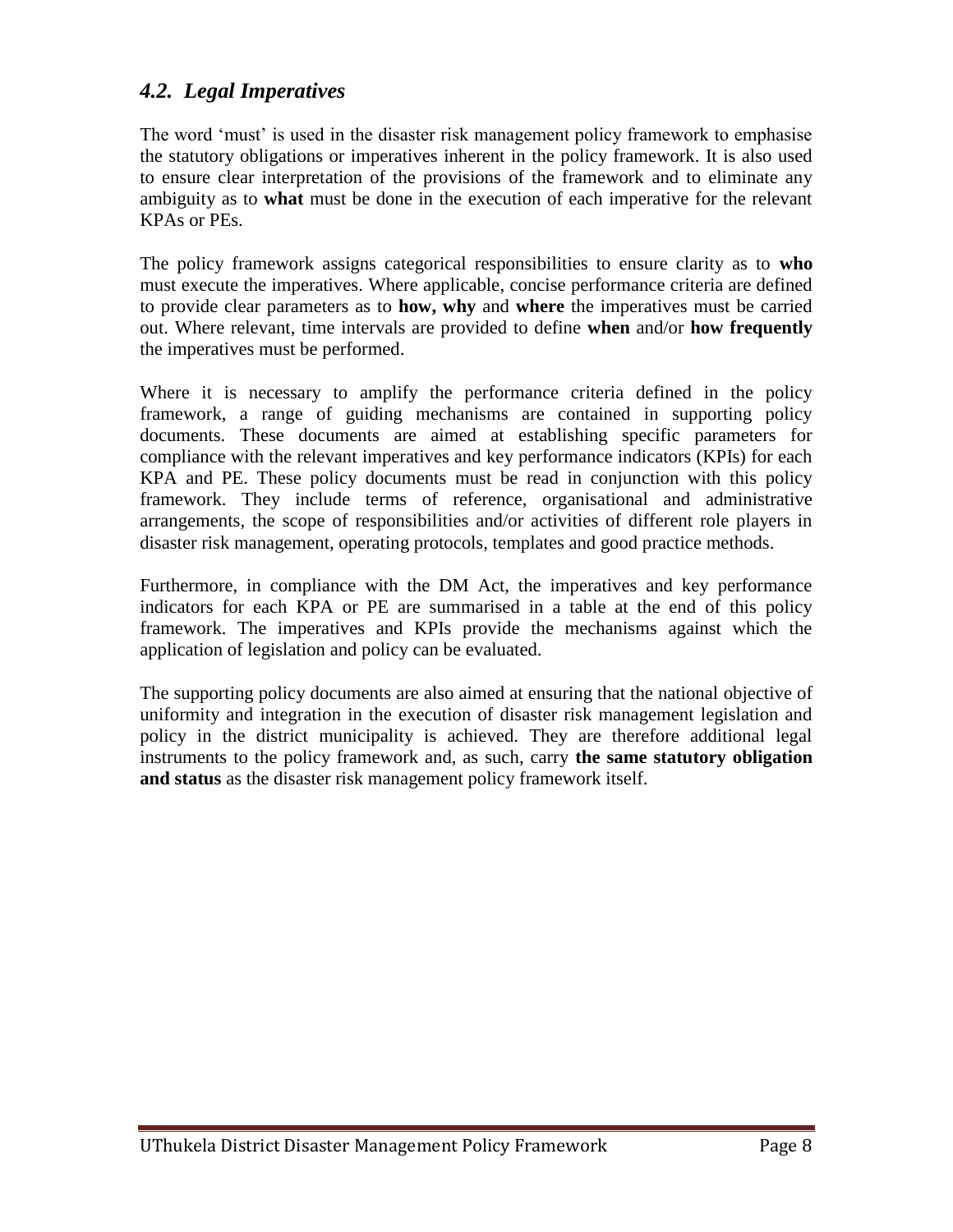## *4.2. Legal Imperatives*

The word 'must' is used in the disaster risk management policy framework to emphasise the statutory obligations or imperatives inherent in the policy framework. It is also used to ensure clear interpretation of the provisions of the framework and to eliminate any ambiguity as to **what** must be done in the execution of each imperative for the relevant KPAs or PEs.

The policy framework assigns categorical responsibilities to ensure clarity as to **who** must execute the imperatives. Where applicable, concise performance criteria are defined to provide clear parameters as to **how, why** and **where** the imperatives must be carried out. Where relevant, time intervals are provided to define **when** and/or **how frequently** the imperatives must be performed.

Where it is necessary to amplify the performance criteria defined in the policy framework, a range of guiding mechanisms are contained in supporting policy documents. These documents are aimed at establishing specific parameters for compliance with the relevant imperatives and key performance indicators (KPIs) for each KPA and PE. These policy documents must be read in conjunction with this policy framework. They include terms of reference, organisational and administrative arrangements, the scope of responsibilities and/or activities of different role players in disaster risk management, operating protocols, templates and good practice methods.

Furthermore, in compliance with the DM Act, the imperatives and key performance indicators for each KPA or PE are summarised in a table at the end of this policy framework. The imperatives and KPIs provide the mechanisms against which the application of legislation and policy can be evaluated.

The supporting policy documents are also aimed at ensuring that the national objective of uniformity and integration in the execution of disaster risk management legislation and policy in the district municipality is achieved. They are therefore additional legal instruments to the policy framework and, as such, carry **the same statutory obligation and status** as the disaster risk management policy framework itself.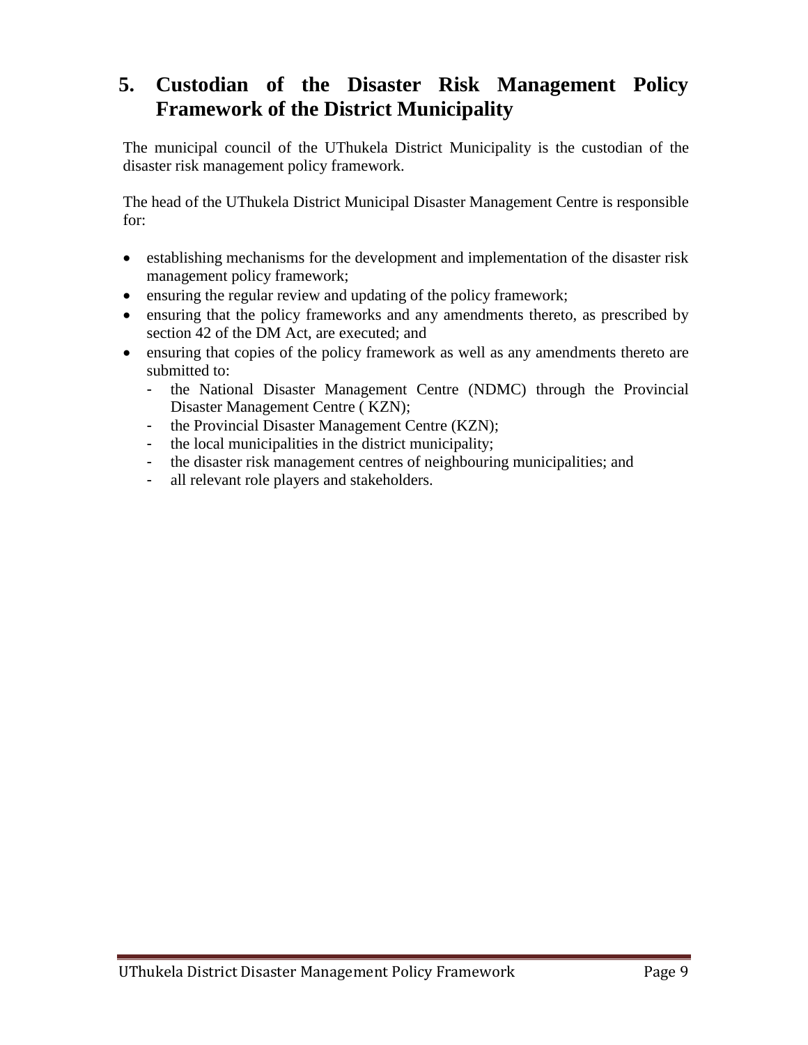# 5. Custodian of the Disaster Risk Management Policy Framework of the District Municipality

The municipal council of the UThukela District Municipality is the custodian of the disaster risk management policy framework.

The head of the UThukela District Municipal Disaster Management Centre is responsible for:

- establishing mechanisms for the development and implementation of the disaster risk management policy framework;
- ensuring the regular review and updating of the policy framework;
- ensuring that the policy frameworks and any amendments thereto, as prescribed by section 42 of the DM Act, are executed; and
- ensuring that copies of the policy framework as well as any amendments thereto are submitted to:
  - the National Disaster Management Centre (NDMC) through the Provincial Disaster Management Centre ( KZN);
  - the Provincial Disaster Management Centre (KZN);
  - the local municipalities in the district municipality;
  - the disaster risk management centres of neighbouring municipalities; and
  - all relevant role players and stakeholders.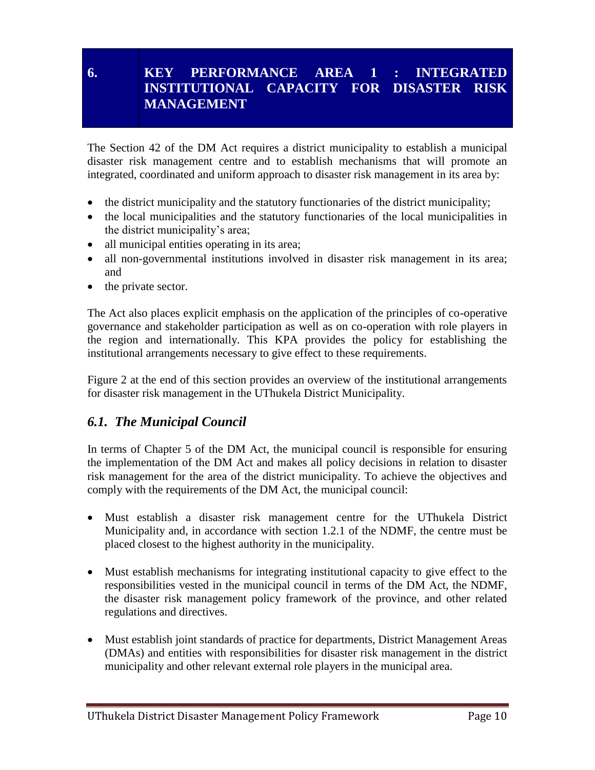# 6. KEY PERFORMANCE AREA 1 : INTEGRATED INSTITUTIONAL CAPACITY FOR DISASTER RISK MANAGEMENT

The Section 42 of the DM Act requires a district municipality to establish a municipal disaster risk management centre and to establish mechanisms that will promote an integrated, coordinated and uniform approach to disaster risk management in its area by:

- the district municipality and the statutory functionaries of the district municipality;
- the local municipalities and the statutory functionaries of the local municipalities in the district municipality's area;
- all municipal entities operating in its area;
- all non-governmental institutions involved in disaster risk management in its area; and
- the private sector.

The Act also places explicit emphasis on the application of the principles of co-operative governance and stakeholder participation as well as on co-operation with role players in the region and internationally. This KPA provides the policy for establishing the institutional arrangements necessary to give effect to these requirements.

Figure 2 at the end of this section provides an overview of the institutional arrangements for disaster risk management in the UThukela District Municipality.

## *6.1. The Municipal Council*

In terms of Chapter 5 of the DM Act, the municipal council is responsible for ensuring the implementation of the DM Act and makes all policy decisions in relation to disaster risk management for the area of the district municipality. To achieve the objectives and comply with the requirements of the DM Act, the municipal council:

- Must establish a disaster risk management centre for the UThukela District Municipality and, in accordance with section 1.2.1 of the NDMF, the centre must be placed closest to the highest authority in the municipality.

- Must establish mechanisms for integrating institutional capacity to give effect to the responsibilities vested in the municipal council in terms of the DM Act, the NDMF, the disaster risk management policy framework of the province, and other related regulations and directives.

- Must establish joint standards of practice for departments, District Management Areas (DMAs) and entities with responsibilities for disaster risk management in the district municipality and other relevant external role players in the municipal area.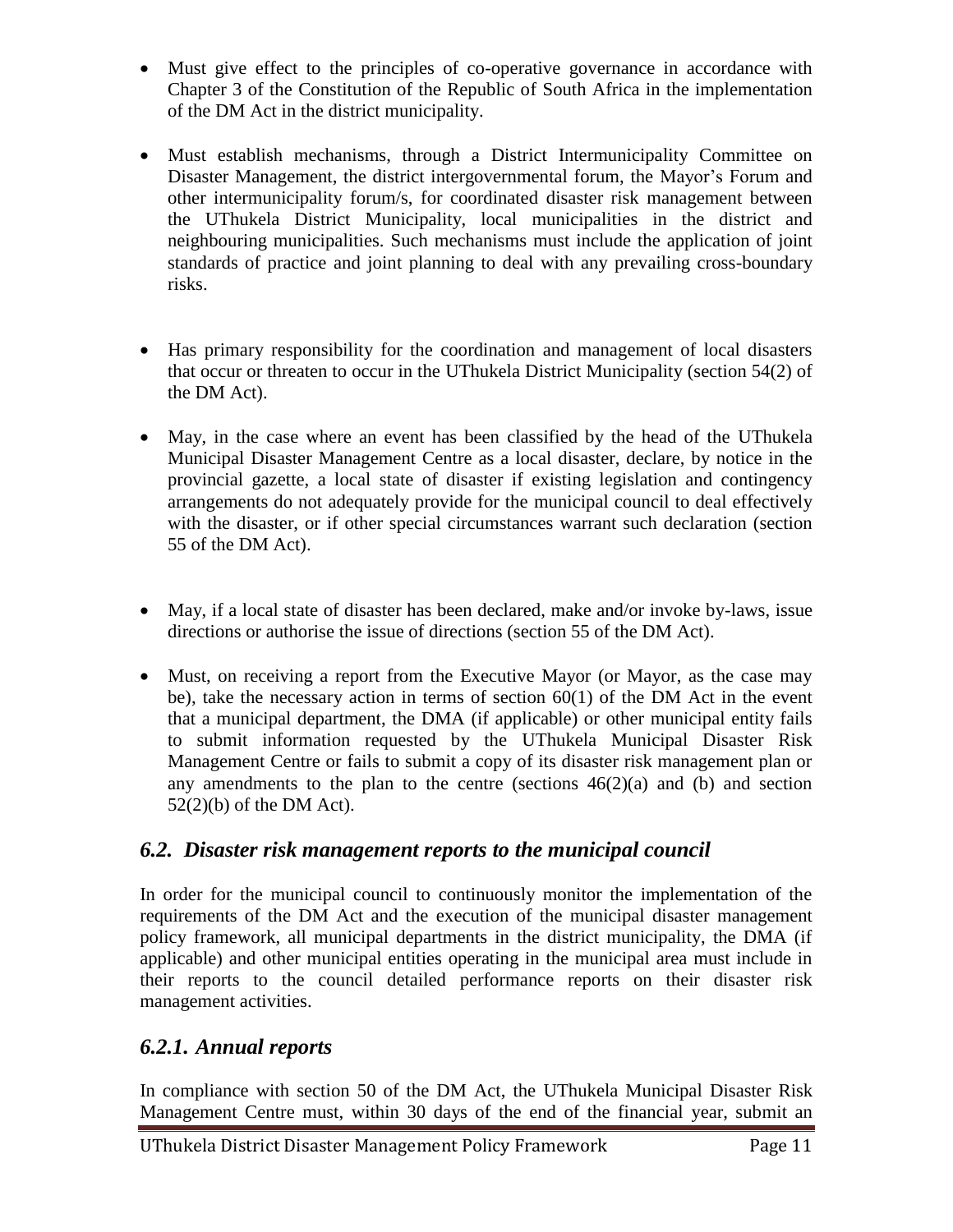- Must give effect to the principles of co-operative governance in accordance with Chapter 3 of the Constitution of the Republic of South Africa in the implementation of the DM Act in the district municipality.

- Must establish mechanisms, through a District Intermunicipality Committee on Disaster Management, the district intergovernmental forum, the Mayor's Forum and other intermunicipality forum/s, for coordinated disaster risk management between the UThukela District Municipality, local municipalities in the district and neighbouring municipalities. Such mechanisms must include the application of joint standards of practice and joint planning to deal with any prevailing cross-boundary risks.

- Has primary responsibility for the coordination and management of local disasters that occur or threaten to occur in the UThukela District Municipality (section 54(2) of the DM Act).

- May, in the case where an event has been classified by the head of the UThukela Municipal Disaster Management Centre as a local disaster, declare, by notice in the provincial gazette, a local state of disaster if existing legislation and contingency arrangements do not adequately provide for the municipal council to deal effectively with the disaster, or if other special circumstances warrant such declaration (section 55 of the DM Act).

- May, if a local state of disaster has been declared, make and/or invoke by-laws, issue directions or authorise the issue of directions (section 55 of the DM Act).

- Must, on receiving a report from the Executive Mayor (or Mayor, as the case may be), take the necessary action in terms of section 60(1) of the DM Act in the event that a municipal department, the DMA (if applicable) or other municipal entity fails to submit information requested by the UThukela Municipal Disaster Risk Management Centre or fails to submit a copy of its disaster risk management plan or any amendments to the plan to the centre (sections 46(2)(a) and (b) and section 52(2)(b) of the DM Act).

## *6.2. Disaster risk management reports to the municipal council*

In order for the municipal council to continuously monitor the implementation of the requirements of the DM Act and the execution of the municipal disaster management policy framework, all municipal departments in the district municipality, the DMA (if applicable) and other municipal entities operating in the municipal area must include in their reports to the council detailed performance reports on their disaster risk management activities.

### *6.2.1. Annual reports*

In compliance with section 50 of the DM Act, the UThukela Municipal Disaster Risk Management Centre must, within 30 days of the end of the financial year, submit an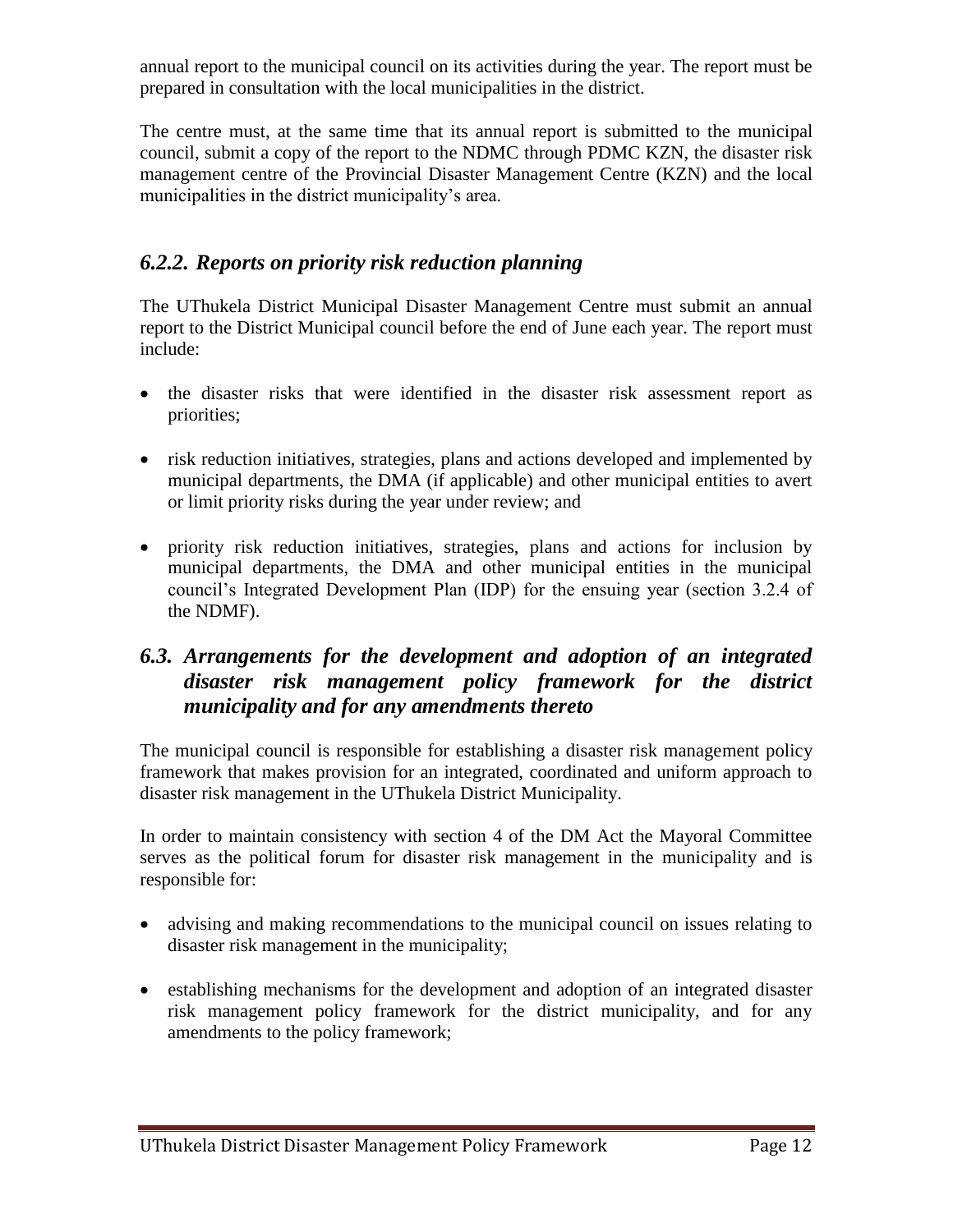annual report to the municipal council on its activities during the year. The report must be prepared in consultation with the local municipalities in the district.

The centre must, at the same time that its annual report is submitted to the municipal council, submit a copy of the report to the NDMC through PDMC KZN, the disaster risk management centre of the Provincial Disaster Management Centre (KZN) and the local municipalities in the district municipality's area.

### *6.2.2. Reports on priority risk reduction planning*

The UThukela District Municipal Disaster Management Centre must submit an annual report to the District Municipal council before the end of June each year. The report must include:

- the disaster risks that were identified in the disaster risk assessment report as priorities;
- risk reduction initiatives, strategies, plans and actions developed and implemented by municipal departments, the DMA (if applicable) and other municipal entities to avert or limit priority risks during the year under review; and
- priority risk reduction initiatives, strategies, plans and actions for inclusion by municipal departments, the DMA and other municipal entities in the municipal council's Integrated Development Plan (IDP) for the ensuing year (section 3.2.4 of the NDMF).

## *6.3. Arrangements for the development and adoption of an integrated disaster risk management policy framework for the district municipality and for any amendments thereto*

The municipal council is responsible for establishing a disaster risk management policy framework that makes provision for an integrated, coordinated and uniform approach to disaster risk management in the UThukela District Municipality.

In order to maintain consistency with section 4 of the DM Act the Mayoral Committee serves as the political forum for disaster risk management in the municipality and is responsible for:

- advising and making recommendations to the municipal council on issues relating to disaster risk management in the municipality;
- establishing mechanisms for the development and adoption of an integrated disaster risk management policy framework for the district municipality, and for any amendments to the policy framework;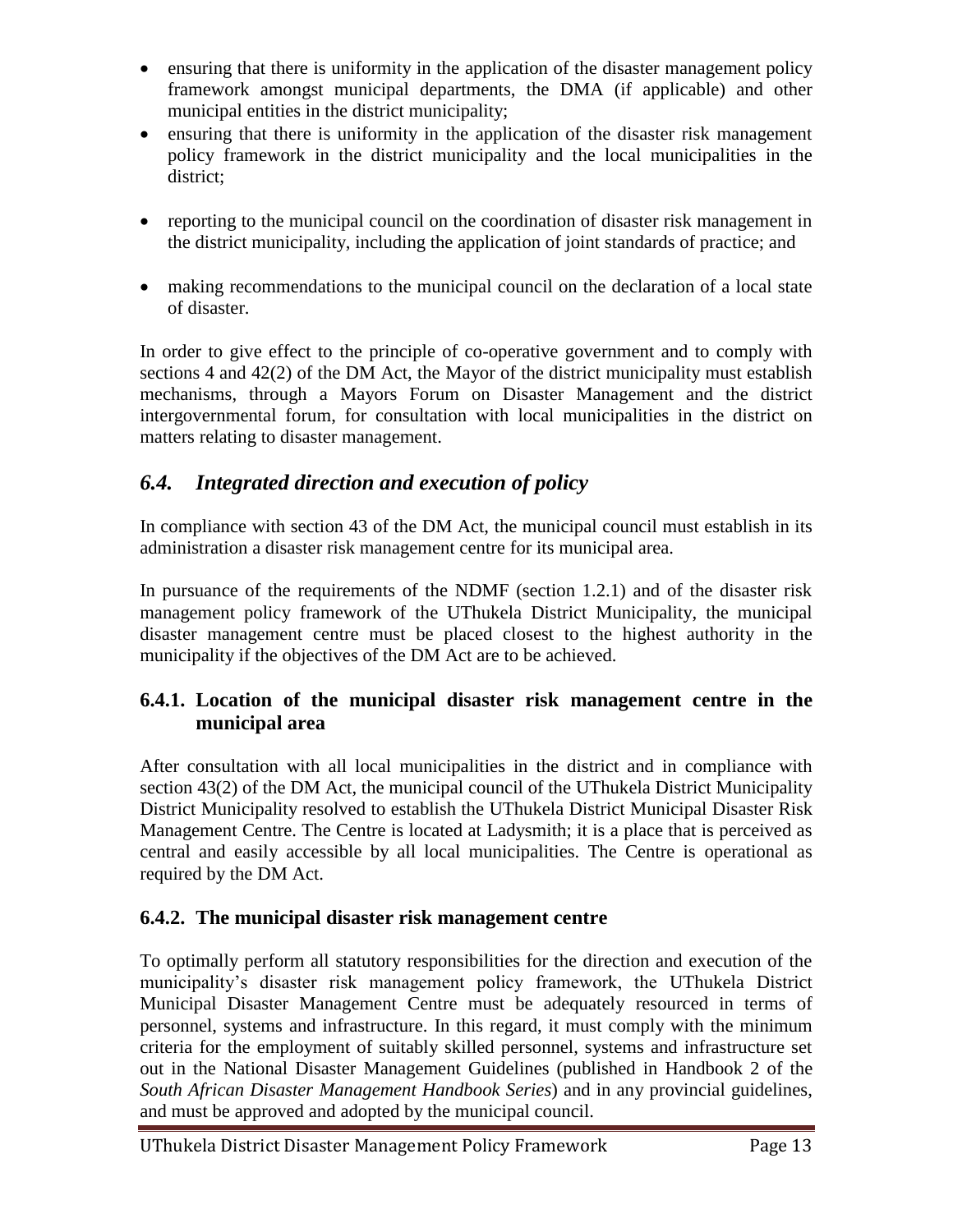- ensuring that there is uniformity in the application of the disaster management policy framework amongst municipal departments, the DMA (if applicable) and other municipal entities in the district municipality;
- ensuring that there is uniformity in the application of the disaster risk management policy framework in the district municipality and the local municipalities in the district;
- reporting to the municipal council on the coordination of disaster risk management in the district municipality, including the application of joint standards of practice; and
- making recommendations to the municipal council on the declaration of a local state of disaster.

In order to give effect to the principle of co-operative government and to comply with sections 4 and 42(2) of the DM Act, the Mayor of the district municipality must establish mechanisms, through a Mayors Forum on Disaster Management and the district intergovernmental forum, for consultation with local municipalities in the district on matters relating to disaster management.

## *6.4. Integrated direction and execution of policy*

In compliance with section 43 of the DM Act, the municipal council must establish in its administration a disaster risk management centre for its municipal area.

In pursuance of the requirements of the NDMF (section 1.2.1) and of the disaster risk management policy framework of the UThukela District Municipality, the municipal disaster management centre must be placed closest to the highest authority in the municipality if the objectives of the DM Act are to be achieved.

### 6.4.1. Location of the municipal disaster risk management centre in the municipal area

After consultation with all local municipalities in the district and in compliance with section 43(2) of the DM Act, the municipal council of the UThukela District Municipality District Municipality resolved to establish the UThukela District Municipal Disaster Risk Management Centre. The Centre is located at Ladysmith; it is a place that is perceived as central and easily accessible by all local municipalities. The Centre is operational as required by the DM Act.

### 6.4.2. The municipal disaster risk management centre

To optimally perform all statutory responsibilities for the direction and execution of the municipality's disaster risk management policy framework, the UThukela District Municipal Disaster Management Centre must be adequately resourced in terms of personnel, systems and infrastructure. In this regard, it must comply with the minimum criteria for the employment of suitably skilled personnel, systems and infrastructure set out in the National Disaster Management Guidelines (published in Handbook 2 of the *South African Disaster Management Handbook Series*) and in any provincial guidelines, and must be approved and adopted by the municipal council.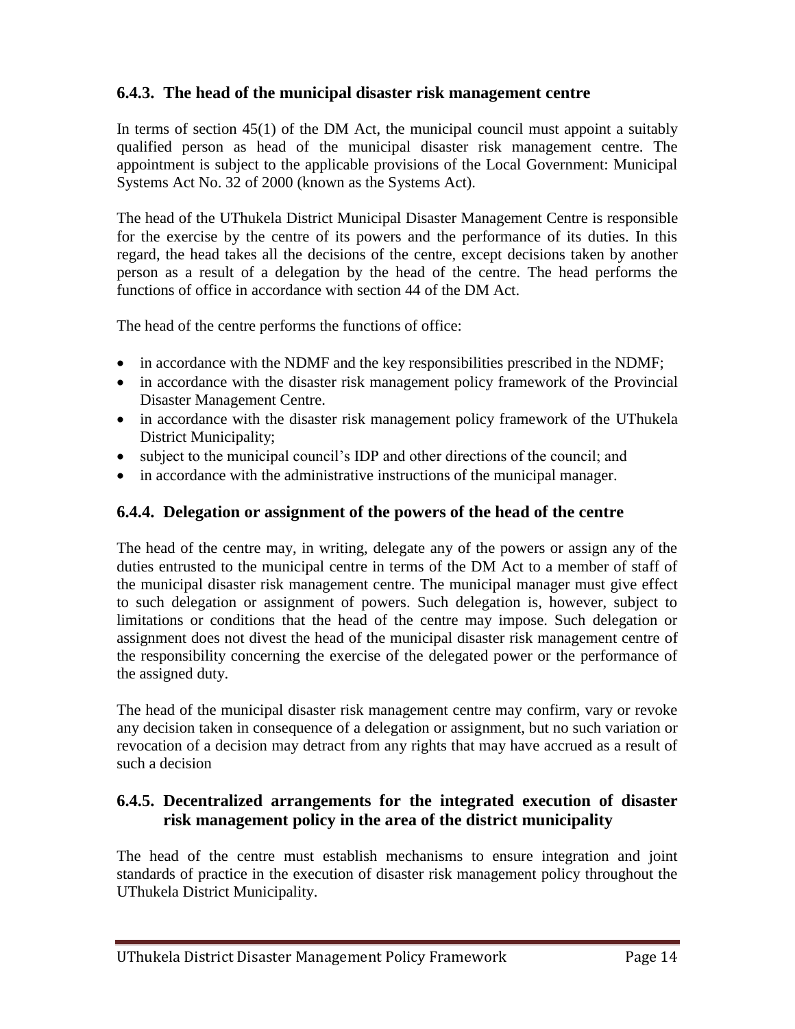### 6.4.3. The head of the municipal disaster risk management centre

In terms of section 45(1) of the DM Act, the municipal council must appoint a suitably qualified person as head of the municipal disaster risk management centre. The appointment is subject to the applicable provisions of the Local Government: Municipal Systems Act No. 32 of 2000 (known as the Systems Act).

The head of the UThukela District Municipal Disaster Management Centre is responsible for the exercise by the centre of its powers and the performance of its duties. In this regard, the head takes all the decisions of the centre, except decisions taken by another person as a result of a delegation by the head of the centre. The head performs the functions of office in accordance with section 44 of the DM Act.

The head of the centre performs the functions of office:

- in accordance with the NDMF and the key responsibilities prescribed in the NDMF;
- in accordance with the disaster risk management policy framework of the Provincial Disaster Management Centre.
- in accordance with the disaster risk management policy framework of the UThukela District Municipality;
- subject to the municipal council's IDP and other directions of the council; and
- in accordance with the administrative instructions of the municipal manager.

### 6.4.4. Delegation or assignment of the powers of the head of the centre

The head of the centre may, in writing, delegate any of the powers or assign any of the duties entrusted to the municipal centre in terms of the DM Act to a member of staff of the municipal disaster risk management centre. The municipal manager must give effect to such delegation or assignment of powers. Such delegation is, however, subject to limitations or conditions that the head of the centre may impose. Such delegation or assignment does not divest the head of the municipal disaster risk management centre of the responsibility concerning the exercise of the delegated power or the performance of the assigned duty.

The head of the municipal disaster risk management centre may confirm, vary or revoke any decision taken in consequence of a delegation or assignment, but no such variation or revocation of a decision may detract from any rights that may have accrued as a result of such a decision

### 6.4.5. Decentralized arrangements for the integrated execution of disaster risk management policy in the area of the district municipality

The head of the centre must establish mechanisms to ensure integration and joint standards of practice in the execution of disaster risk management policy throughout the UThukela District Municipality.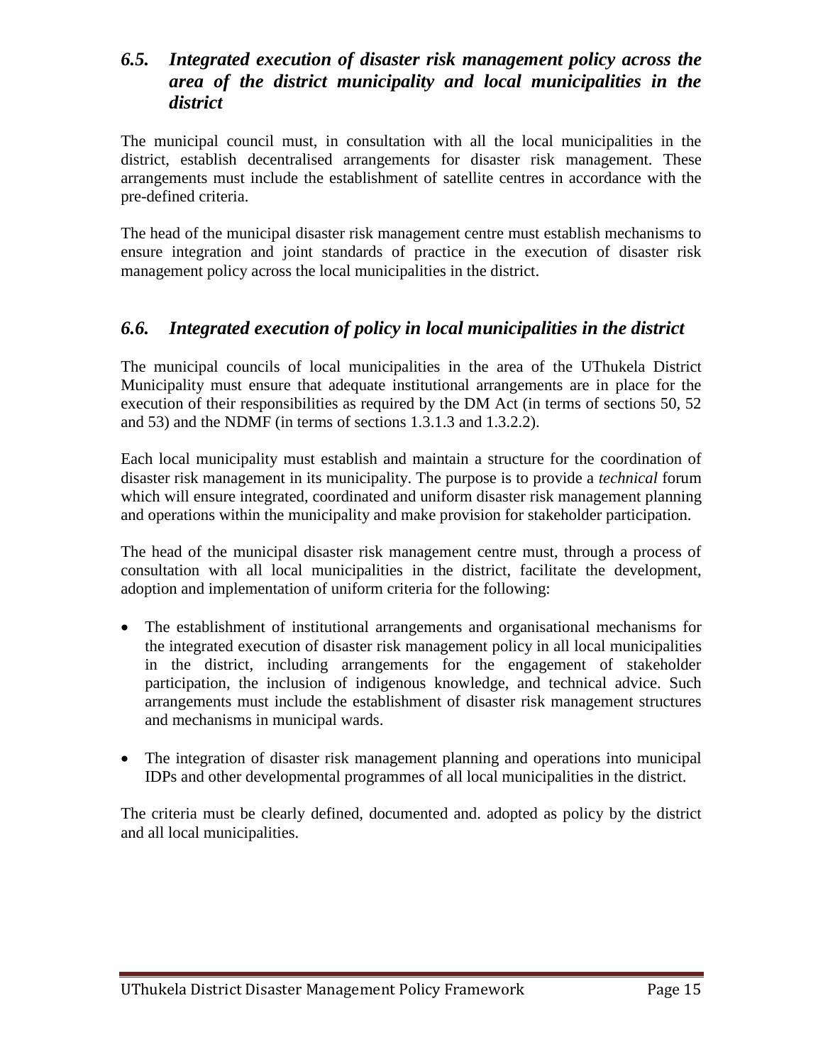### *6.5. Integrated execution of disaster risk management policy across the area of the district municipality and local municipalities in the district*

The municipal council must, in consultation with all the local municipalities in the district, establish decentralised arrangements for disaster risk management. These arrangements must include the establishment of satellite centres in accordance with the pre-defined criteria.

The head of the municipal disaster risk management centre must establish mechanisms to ensure integration and joint standards of practice in the execution of disaster risk management policy across the local municipalities in the district.

### *6.6. Integrated execution of policy in local municipalities in the district*

The municipal councils of local municipalities in the area of the UThukela District Municipality must ensure that adequate institutional arrangements are in place for the execution of their responsibilities as required by the DM Act (in terms of sections 50, 52 and 53) and the NDMF (in terms of sections 1.3.1.3 and 1.3.2.2).

Each local municipality must establish and maintain a structure for the coordination of disaster risk management in its municipality. The purpose is to provide a *technical* forum which will ensure integrated, coordinated and uniform disaster risk management planning and operations within the municipality and make provision for stakeholder participation.

The head of the municipal disaster risk management centre must, through a process of consultation with all local municipalities in the district, facilitate the development, adoption and implementation of uniform criteria for the following:

- The establishment of institutional arrangements and organisational mechanisms for the integrated execution of disaster risk management policy in all local municipalities in the district, including arrangements for the engagement of stakeholder participation, the inclusion of indigenous knowledge, and technical advice. Such arrangements must include the establishment of disaster risk management structures and mechanisms in municipal wards.

- The integration of disaster risk management planning and operations into municipal IDPs and other developmental programmes of all local municipalities in the district.

The criteria must be clearly defined, documented and. adopted as policy by the district and all local municipalities.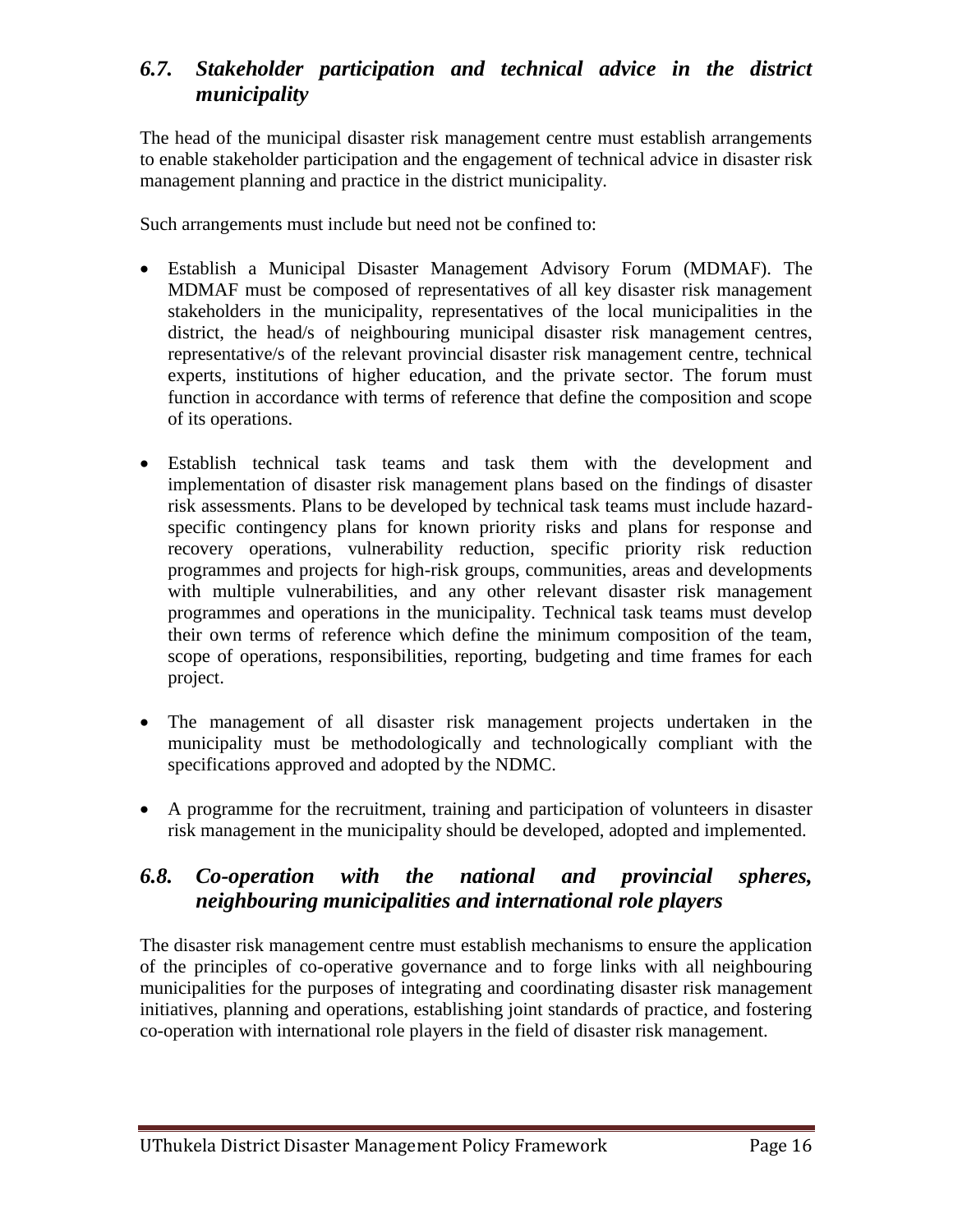## *6.7. Stakeholder participation and technical advice in the district municipality*

The head of the municipal disaster risk management centre must establish arrangements to enable stakeholder participation and the engagement of technical advice in disaster risk management planning and practice in the district municipality.

Such arrangements must include but need not be confined to:

- Establish a Municipal Disaster Management Advisory Forum (MDMAF). The MDMAF must be composed of representatives of all key disaster risk management stakeholders in the municipality, representatives of the local municipalities in the district, the head/s of neighbouring municipal disaster risk management centres, representative/s of the relevant provincial disaster risk management centre, technical experts, institutions of higher education, and the private sector. The forum must function in accordance with terms of reference that define the composition and scope of its operations.

- Establish technical task teams and task them with the development and implementation of disaster risk management plans based on the findings of disaster risk assessments. Plans to be developed by technical task teams must include hazard-specific contingency plans for known priority risks and plans for response and recovery operations, vulnerability reduction, specific priority risk reduction programmes and projects for high-risk groups, communities, areas and developments with multiple vulnerabilities, and any other relevant disaster risk management programmes and operations in the municipality. Technical task teams must develop their own terms of reference which define the minimum composition of the team, scope of operations, responsibilities, reporting, budgeting and time frames for each project.

- The management of all disaster risk management projects undertaken in the municipality must be methodologically and technologically compliant with the specifications approved and adopted by the NDMC.

- A programme for the recruitment, training and participation of volunteers in disaster risk management in the municipality should be developed, adopted and implemented.

## *6.8. Co-operation with the national and provincial spheres, neighbouring municipalities and international role players*

The disaster risk management centre must establish mechanisms to ensure the application of the principles of co-operative governance and to forge links with all neighbouring municipalities for the purposes of integrating and coordinating disaster risk management initiatives, planning and operations, establishing joint standards of practice, and fostering co-operation with international role players in the field of disaster risk management.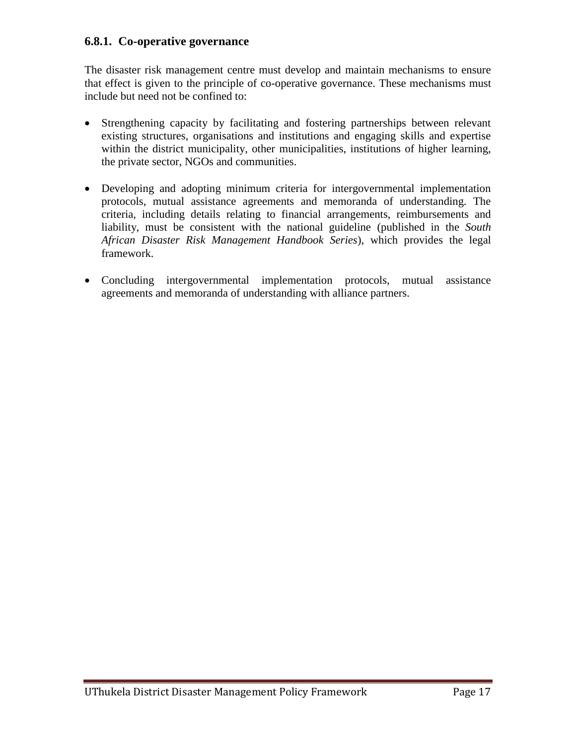### 6.8.1. Co-operative governance

The disaster risk management centre must develop and maintain mechanisms to ensure that effect is given to the principle of co-operative governance. These mechanisms must include but need not be confined to:

- Strengthening capacity by facilitating and fostering partnerships between relevant existing structures, organisations and institutions and engaging skills and expertise within the district municipality, other municipalities, institutions of higher learning, the private sector, NGOs and communities.

- Developing and adopting minimum criteria for intergovernmental implementation protocols, mutual assistance agreements and memoranda of understanding. The criteria, including details relating to financial arrangements, reimbursements and liability, must be consistent with the national guideline (published in the *South African Disaster Risk Management Handbook Series*), which provides the legal framework.

- Concluding intergovernmental implementation protocols, mutual assistance agreements and memoranda of understanding with alliance partners.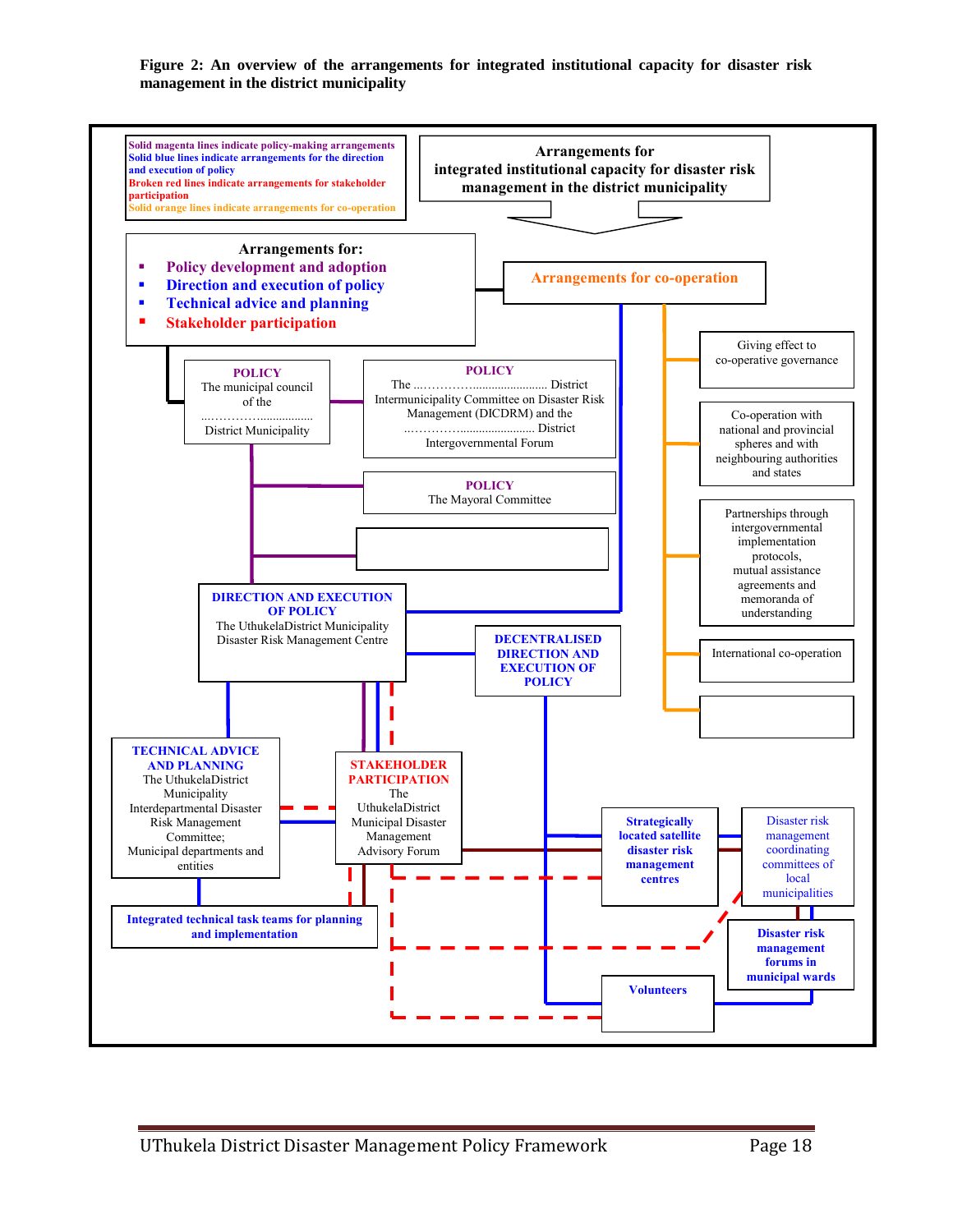**Figure 2: An overview of the arrangements for integrated institutional capacity for disaster risk management in the district municipality**

Solid magenta lines indicate policy-making arrangements
Solid blue lines indicate arrangements for the direction and execution of policy
Broken red lines indicate arrangements for stakeholder participation
Solid orange lines indicate arrangements for co-operation

**Arrangements for integrated institutional capacity for disaster risk management in the district municipality**

**Arrangements for:**

- Policy development and adoption
- Direction and execution of policy
- Technical advice and planning
- Stakeholder participation

**Arrangements for co-operation**

- Giving effect to co-operative governance
- Co-operation with national and provincial spheres and with neighbouring authorities and states
- Partnerships through intergovernmental implementation protocols, mutual assistance agreements and memoranda of understanding
- International co-operation

**POLICY**
The municipal council of the ....………….................. District Municipality

**POLICY**
The ....………….......................... District Intermunicipality Committee on Disaster Risk Management (DICDRM) and the ....………….......................... District Intergovernmental Forum

**POLICY**
The Mayoral Committee

**DIRECTION AND EXECUTION OF POLICY**
The UthukelaDistrict Municipality Disaster Risk Management Centre

**DECENTRALISED DIRECTION AND EXECUTION OF POLICY**

**TECHNICAL ADVICE AND PLANNING**
The UthukelaDistrict Municipality Interdepartmental Disaster Risk Management Committee; Municipal departments and entities

**STAKEHOLDER PARTICIPATION**
The UthukelaDistrict Municipal Disaster Management Advisory Forum

**Integrated technical task teams for planning and implementation**

**Strategically located satellite disaster risk management centres**

Disaster risk management coordinating committees of local municipalities

**Disaster risk management forums in municipal wards**

**Volunteers**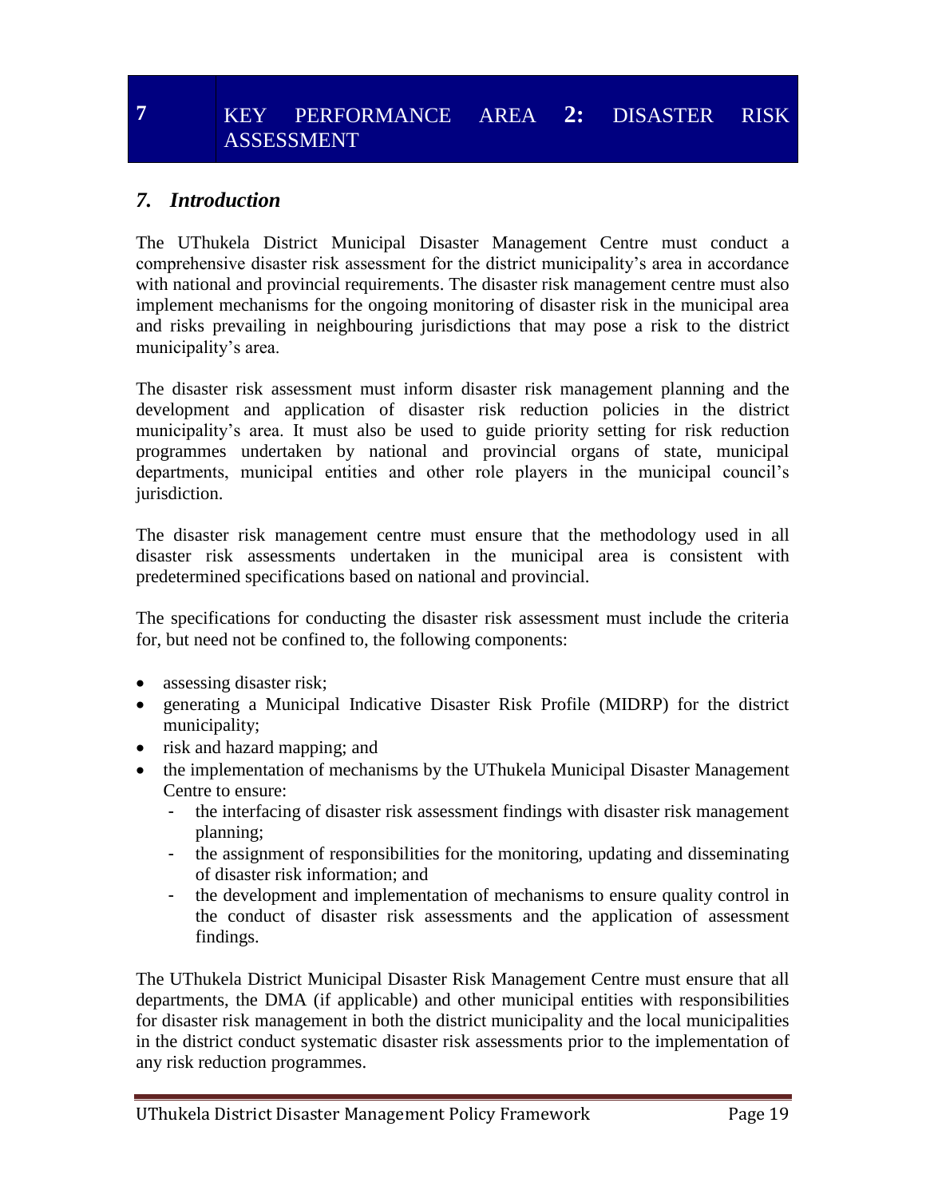# 7 KEY PERFORMANCE AREA 2: DISASTER RISK ASSESSMENT

## *7. Introduction*

The UThukela District Municipal Disaster Management Centre must conduct a comprehensive disaster risk assessment for the district municipality's area in accordance with national and provincial requirements. The disaster risk management centre must also implement mechanisms for the ongoing monitoring of disaster risk in the municipal area and risks prevailing in neighbouring jurisdictions that may pose a risk to the district municipality's area.

The disaster risk assessment must inform disaster risk management planning and the development and application of disaster risk reduction policies in the district municipality's area. It must also be used to guide priority setting for risk reduction programmes undertaken by national and provincial organs of state, municipal departments, municipal entities and other role players in the municipal council's jurisdiction.

The disaster risk management centre must ensure that the methodology used in all disaster risk assessments undertaken in the municipal area is consistent with predetermined specifications based on national and provincial.

The specifications for conducting the disaster risk assessment must include the criteria for, but need not be confined to, the following components:

- assessing disaster risk;
- generating a Municipal Indicative Disaster Risk Profile (MIDRP) for the district municipality;
- risk and hazard mapping; and
- the implementation of mechanisms by the UThukela Municipal Disaster Management Centre to ensure:
  - the interfacing of disaster risk assessment findings with disaster risk management planning;
  - the assignment of responsibilities for the monitoring, updating and disseminating of disaster risk information; and
  - the development and implementation of mechanisms to ensure quality control in the conduct of disaster risk assessments and the application of assessment findings.

The UThukela District Municipal Disaster Risk Management Centre must ensure that all departments, the DMA (if applicable) and other municipal entities with responsibilities for disaster risk management in both the district municipality and the local municipalities in the district conduct systematic disaster risk assessments prior to the implementation of any risk reduction programmes.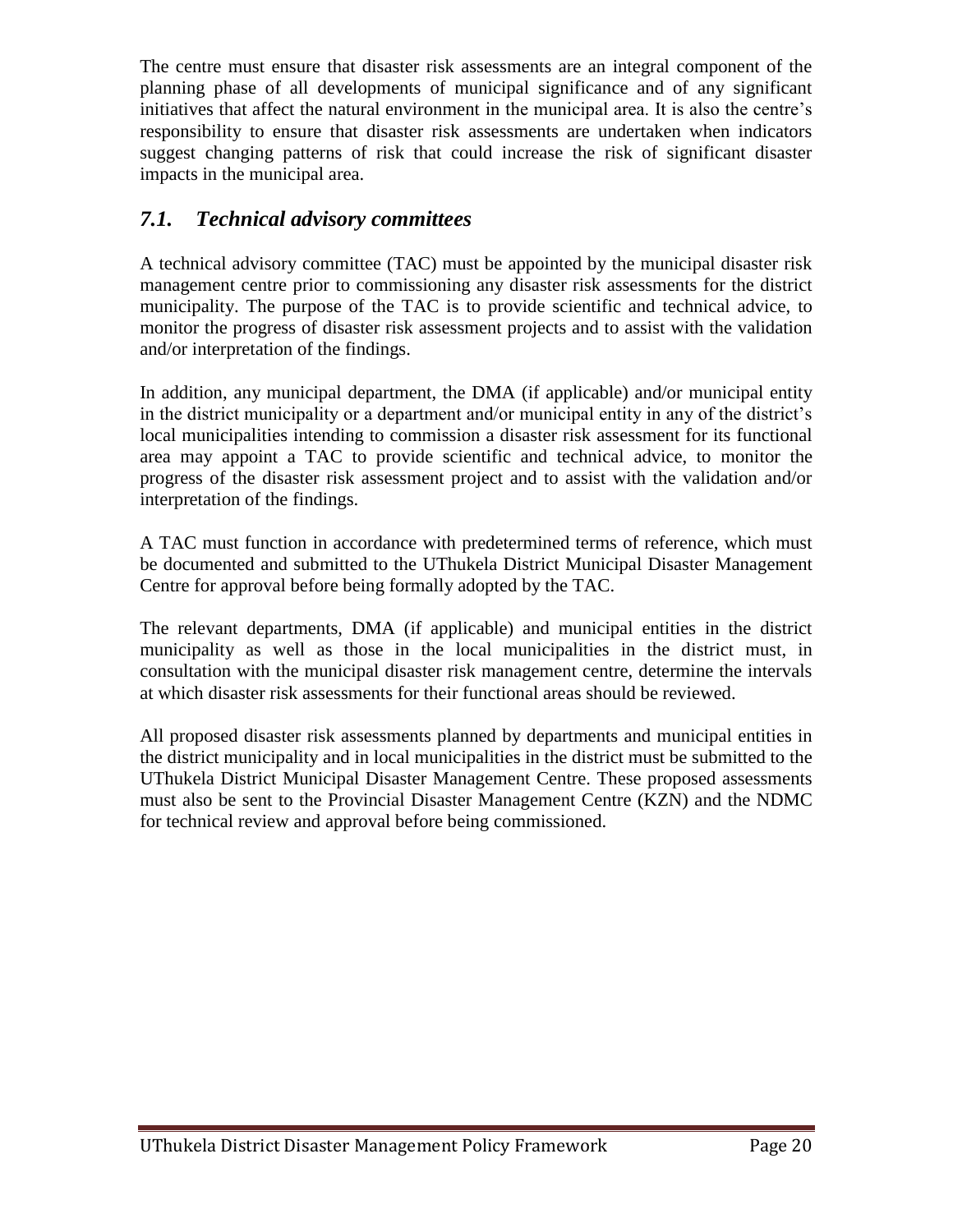The centre must ensure that disaster risk assessments are an integral component of the planning phase of all developments of municipal significance and of any significant initiatives that affect the natural environment in the municipal area. It is also the centre's responsibility to ensure that disaster risk assessments are undertaken when indicators suggest changing patterns of risk that could increase the risk of significant disaster impacts in the municipal area.

## *7.1. Technical advisory committees*

A technical advisory committee (TAC) must be appointed by the municipal disaster risk management centre prior to commissioning any disaster risk assessments for the district municipality. The purpose of the TAC is to provide scientific and technical advice, to monitor the progress of disaster risk assessment projects and to assist with the validation and/or interpretation of the findings.

In addition, any municipal department, the DMA (if applicable) and/or municipal entity in the district municipality or a department and/or municipal entity in any of the district's local municipalities intending to commission a disaster risk assessment for its functional area may appoint a TAC to provide scientific and technical advice, to monitor the progress of the disaster risk assessment project and to assist with the validation and/or interpretation of the findings.

A TAC must function in accordance with predetermined terms of reference, which must be documented and submitted to the UThukela District Municipal Disaster Management Centre for approval before being formally adopted by the TAC.

The relevant departments, DMA (if applicable) and municipal entities in the district municipality as well as those in the local municipalities in the district must, in consultation with the municipal disaster risk management centre, determine the intervals at which disaster risk assessments for their functional areas should be reviewed.

All proposed disaster risk assessments planned by departments and municipal entities in the district municipality and in local municipalities in the district must be submitted to the UThukela District Municipal Disaster Management Centre. These proposed assessments must also be sent to the Provincial Disaster Management Centre (KZN) and the NDMC for technical review and approval before being commissioned.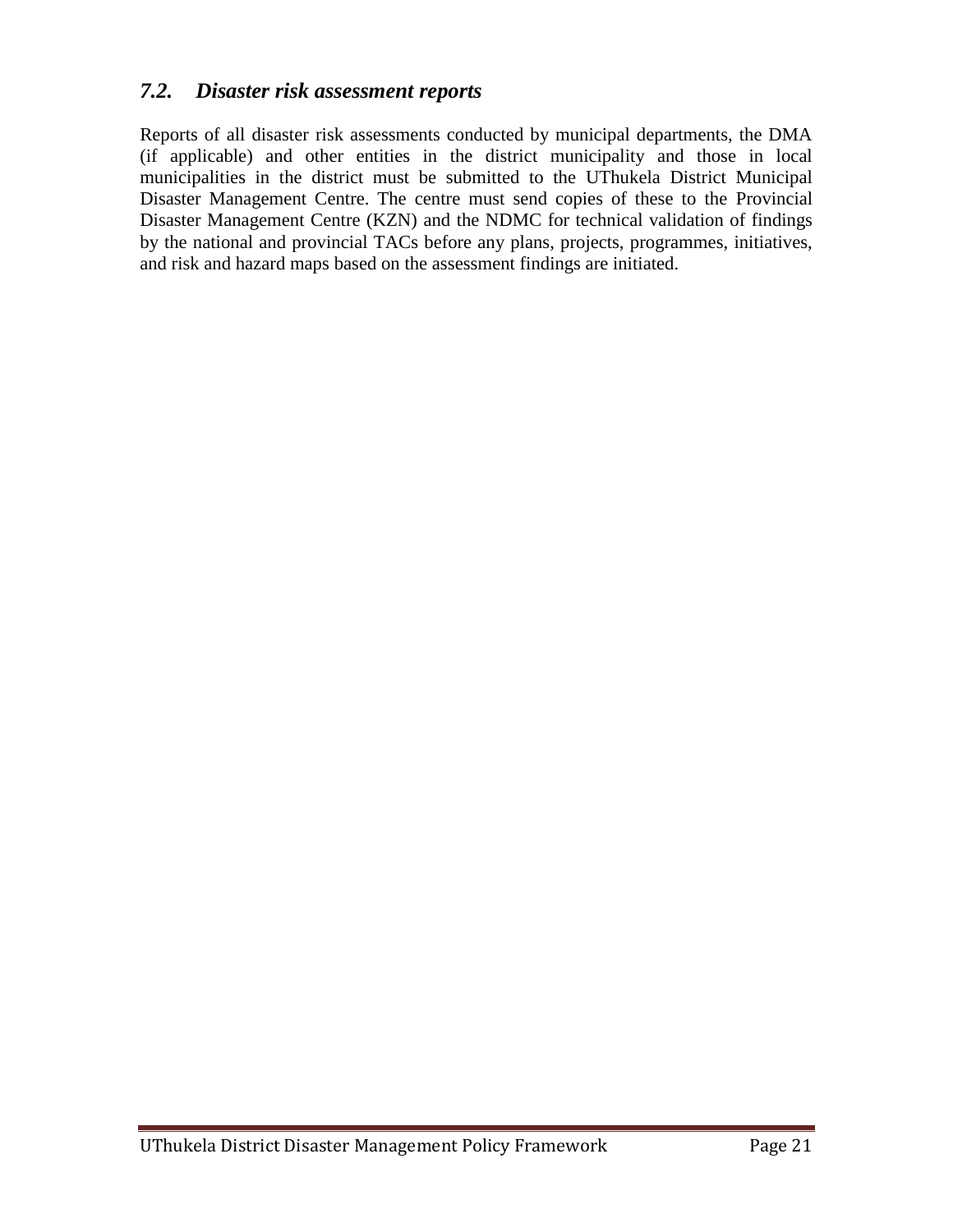### *7.2. Disaster risk assessment reports*

Reports of all disaster risk assessments conducted by municipal departments, the DMA (if applicable) and other entities in the district municipality and those in local municipalities in the district must be submitted to the UThukela District Municipal Disaster Management Centre. The centre must send copies of these to the Provincial Disaster Management Centre (KZN) and the NDMC for technical validation of findings by the national and provincial TACs before any plans, projects, programmes, initiatives, and risk and hazard maps based on the assessment findings are initiated.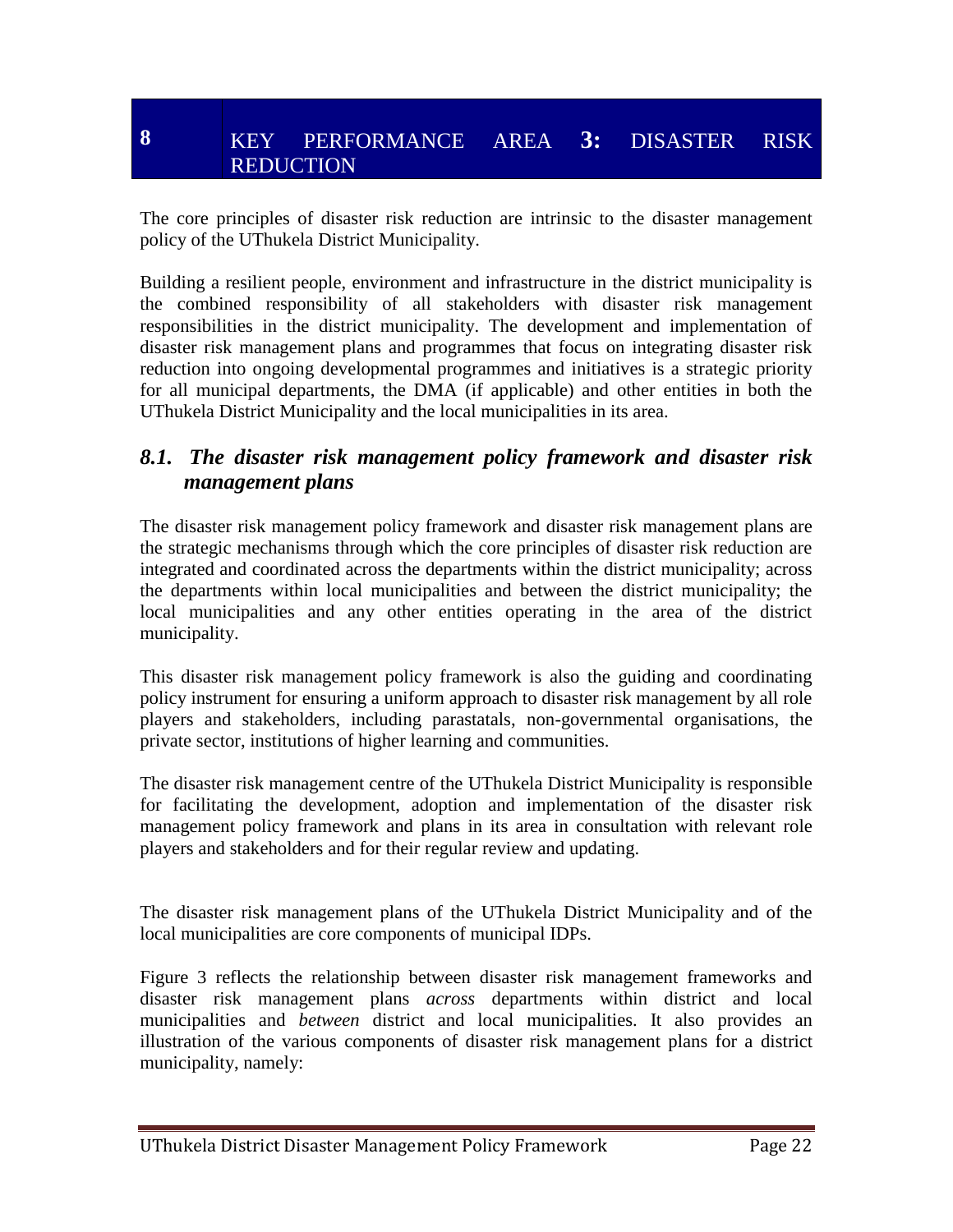# 8 KEY PERFORMANCE AREA 3: DISASTER RISK REDUCTION

The core principles of disaster risk reduction are intrinsic to the disaster management policy of the UThukela District Municipality.

Building a resilient people, environment and infrastructure in the district municipality is the combined responsibility of all stakeholders with disaster risk management responsibilities in the district municipality. The development and implementation of disaster risk management plans and programmes that focus on integrating disaster risk reduction into ongoing developmental programmes and initiatives is a strategic priority for all municipal departments, the DMA (if applicable) and other entities in both the UThukela District Municipality and the local municipalities in its area.

## *8.1. The disaster risk management policy framework and disaster risk management plans*

The disaster risk management policy framework and disaster risk management plans are the strategic mechanisms through which the core principles of disaster risk reduction are integrated and coordinated across the departments within the district municipality; across the departments within local municipalities and between the district municipality; the local municipalities and any other entities operating in the area of the district municipality.

This disaster risk management policy framework is also the guiding and coordinating policy instrument for ensuring a uniform approach to disaster risk management by all role players and stakeholders, including parastatals, non-governmental organisations, the private sector, institutions of higher learning and communities.

The disaster risk management centre of the UThukela District Municipality is responsible for facilitating the development, adoption and implementation of the disaster risk management policy framework and plans in its area in consultation with relevant role players and stakeholders and for their regular review and updating.

The disaster risk management plans of the UThukela District Municipality and of the local municipalities are core components of municipal IDPs.

Figure 3 reflects the relationship between disaster risk management frameworks and disaster risk management plans *across* departments within district and local municipalities and *between* district and local municipalities. It also provides an illustration of the various components of disaster risk management plans for a district municipality, namely: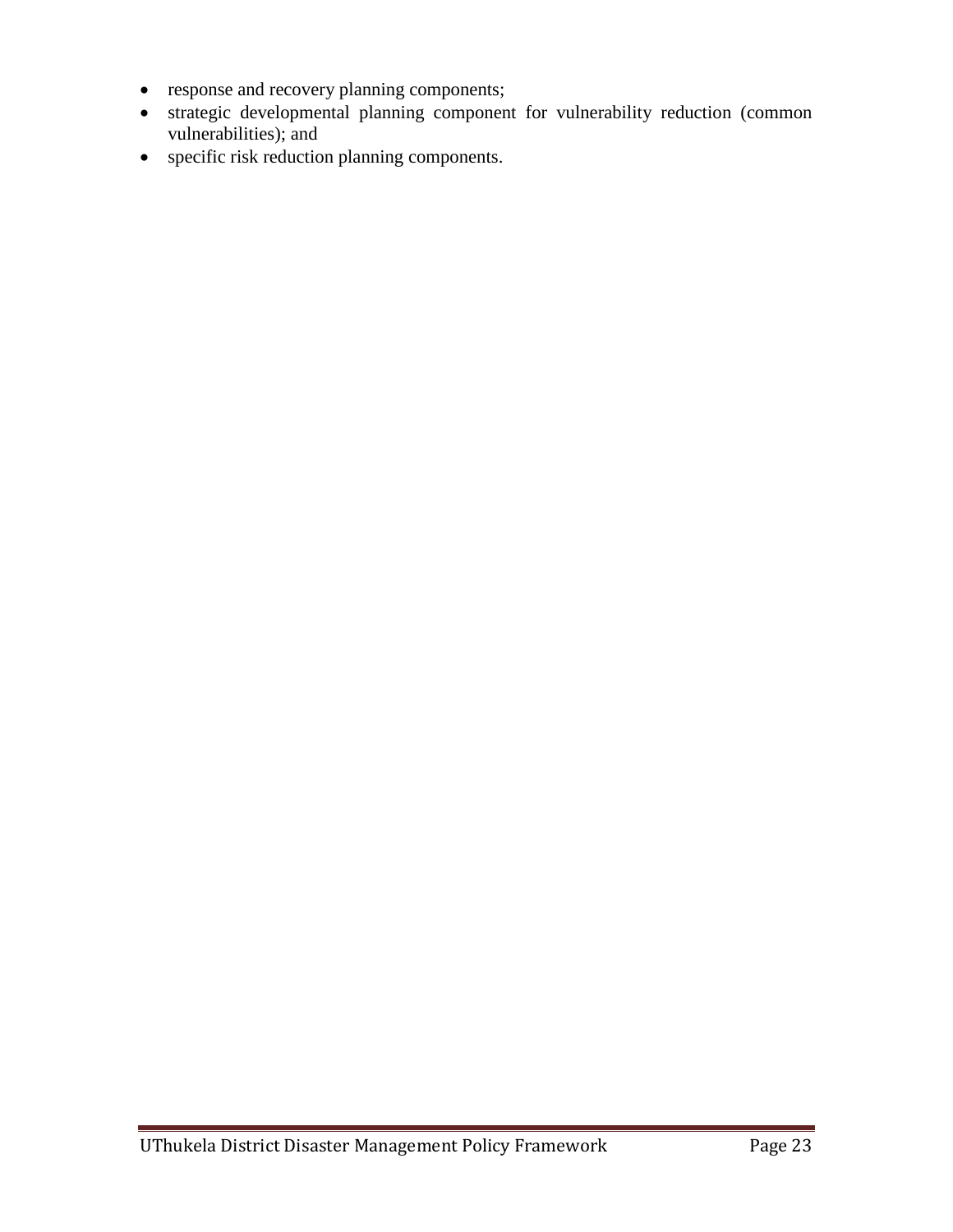- response and recovery planning components;
- strategic developmental planning component for vulnerability reduction (common vulnerabilities); and
- specific risk reduction planning components.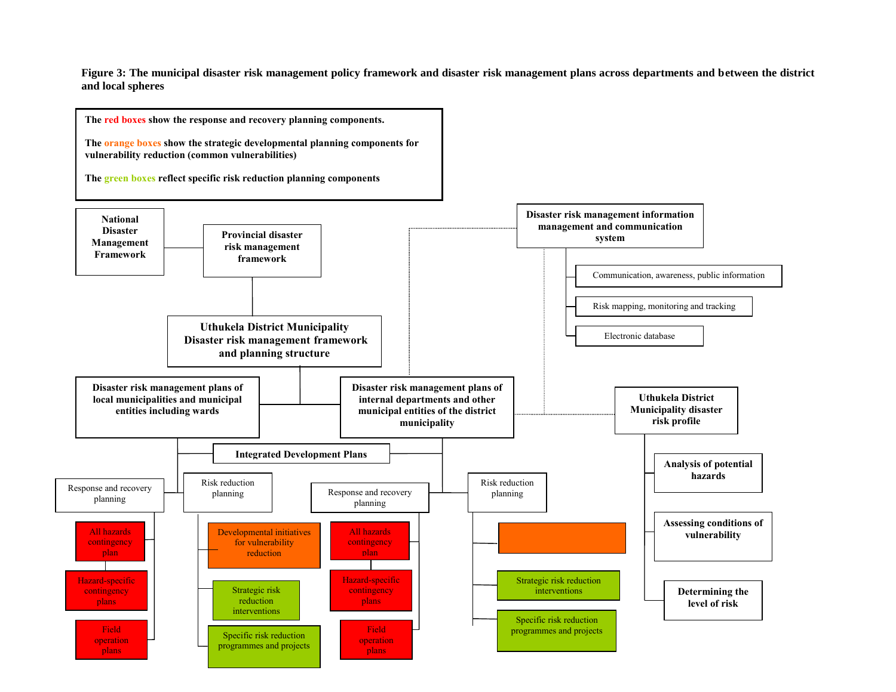**Figure 3: The municipal disaster risk management policy framework and disaster risk management plans across departments and between the district and local spheres**

The red boxes show the response and recovery planning components.

The orange boxes show the strategic developmental planning components for vulnerability reduction (common vulnerabilities)

The green boxes reflect specific risk reduction planning components

- National Disaster Management Framework
  - Provincial disaster risk management framework
    - Uthukela District Municipality Disaster risk management framework and planning structure
      - Disaster risk management plans of local municipalities and municipal entities including wards
        - Integrated Development Plans
        - Response and recovery planning
          - All hazards contingency plan
          - Hazard-specific contingency plans
          - Field operation plans
        - Risk reduction planning
          - Developmental initiatives for vulnerability reduction
          - Strategic risk reduction interventions
          - Specific risk reduction programmes and projects
      - Disaster risk management plans of internal departments and other municipal entities of the district municipality
        - Integrated Development Plans
        - Response and recovery planning
          - All hazards contingency plan
          - Hazard-specific contingency plans
          - Field operation plans
        - Risk reduction planning
          - (orange box, no text)
          - Strategic risk reduction interventions
          - Specific risk reduction programmes and projects

- Disaster risk management information management and communication system
  - Communication, awareness, public information
  - Risk mapping, monitoring and tracking
  - Electronic database

- Uthukela District Municipality disaster risk profile
  - Analysis of potential hazards
  - Assessing conditions of vulnerability
  - Determining the level of risk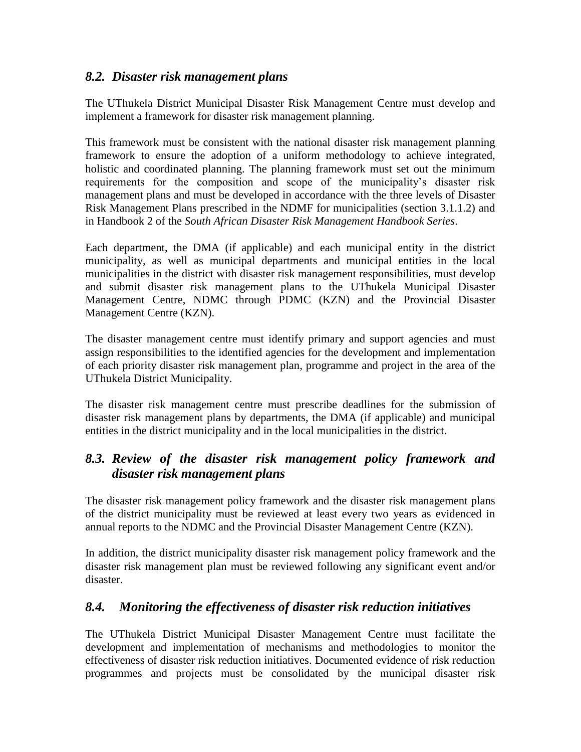## *8.2. Disaster risk management plans*

The UThukela District Municipal Disaster Risk Management Centre must develop and implement a framework for disaster risk management planning.

This framework must be consistent with the national disaster risk management planning framework to ensure the adoption of a uniform methodology to achieve integrated, holistic and coordinated planning. The planning framework must set out the minimum requirements for the composition and scope of the municipality's disaster risk management plans and must be developed in accordance with the three levels of Disaster Risk Management Plans prescribed in the NDMF for municipalities (section 3.1.1.2) and in Handbook 2 of the *South African Disaster Risk Management Handbook Series*.

Each department, the DMA (if applicable) and each municipal entity in the district municipality, as well as municipal departments and municipal entities in the local municipalities in the district with disaster risk management responsibilities, must develop and submit disaster risk management plans to the UThukela Municipal Disaster Management Centre, NDMC through PDMC (KZN) and the Provincial Disaster Management Centre (KZN).

The disaster management centre must identify primary and support agencies and must assign responsibilities to the identified agencies for the development and implementation of each priority disaster risk management plan, programme and project in the area of the UThukela District Municipality.

The disaster risk management centre must prescribe deadlines for the submission of disaster risk management plans by departments, the DMA (if applicable) and municipal entities in the district municipality and in the local municipalities in the district.

## *8.3. Review of the disaster risk management policy framework and disaster risk management plans*

The disaster risk management policy framework and the disaster risk management plans of the district municipality must be reviewed at least every two years as evidenced in annual reports to the NDMC and the Provincial Disaster Management Centre (KZN).

In addition, the district municipality disaster risk management policy framework and the disaster risk management plan must be reviewed following any significant event and/or disaster.

## *8.4. Monitoring the effectiveness of disaster risk reduction initiatives*

The UThukela District Municipal Disaster Management Centre must facilitate the development and implementation of mechanisms and methodologies to monitor the effectiveness of disaster risk reduction initiatives. Documented evidence of risk reduction programmes and projects must be consolidated by the municipal disaster risk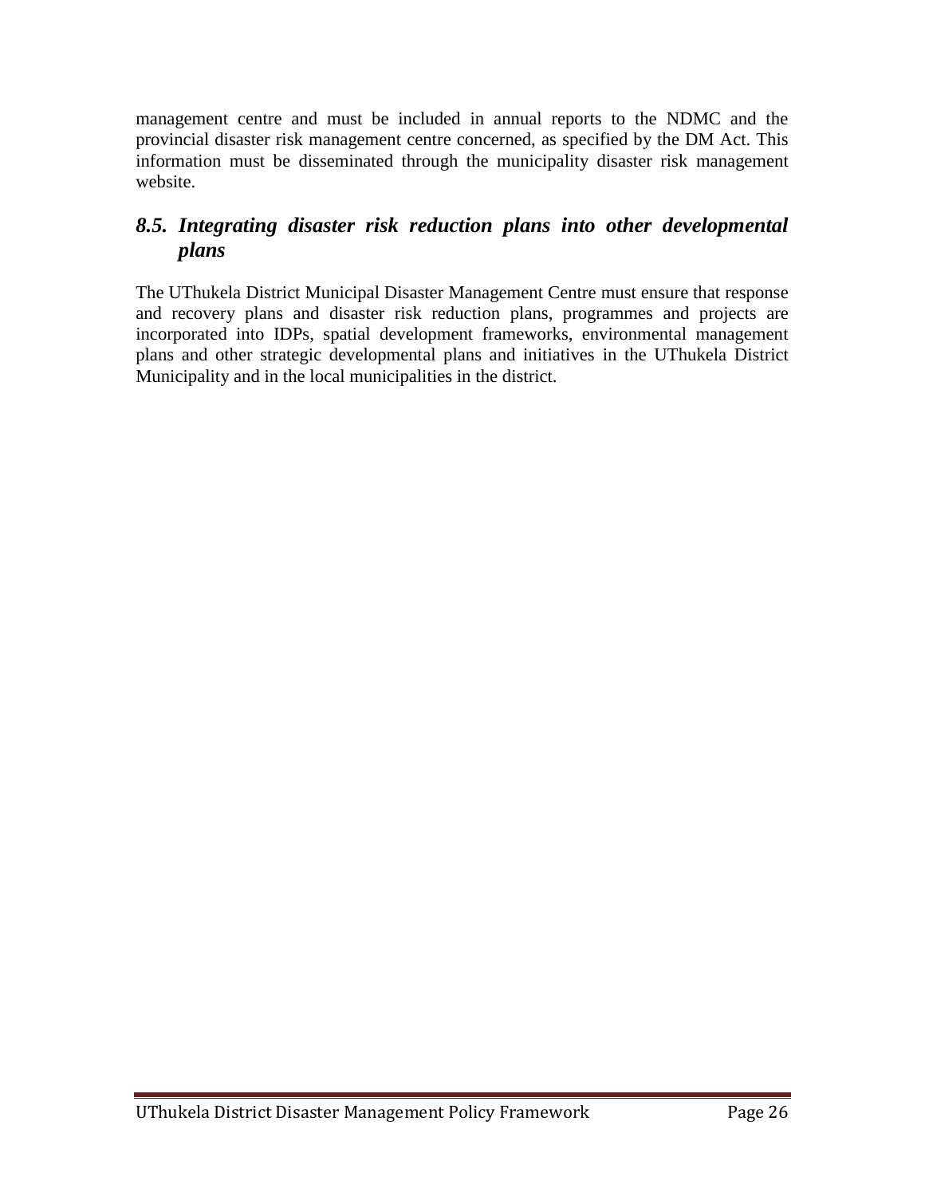management centre and must be included in annual reports to the NDMC and the provincial disaster risk management centre concerned, as specified by the DM Act. This information must be disseminated through the municipality disaster risk management website.

### *8.5. Integrating disaster risk reduction plans into other developmental plans*

The UThukela District Municipal Disaster Management Centre must ensure that response and recovery plans and disaster risk reduction plans, programmes and projects are incorporated into IDPs, spatial development frameworks, environmental management plans and other strategic developmental plans and initiatives in the UThukela District Municipality and in the local municipalities in the district.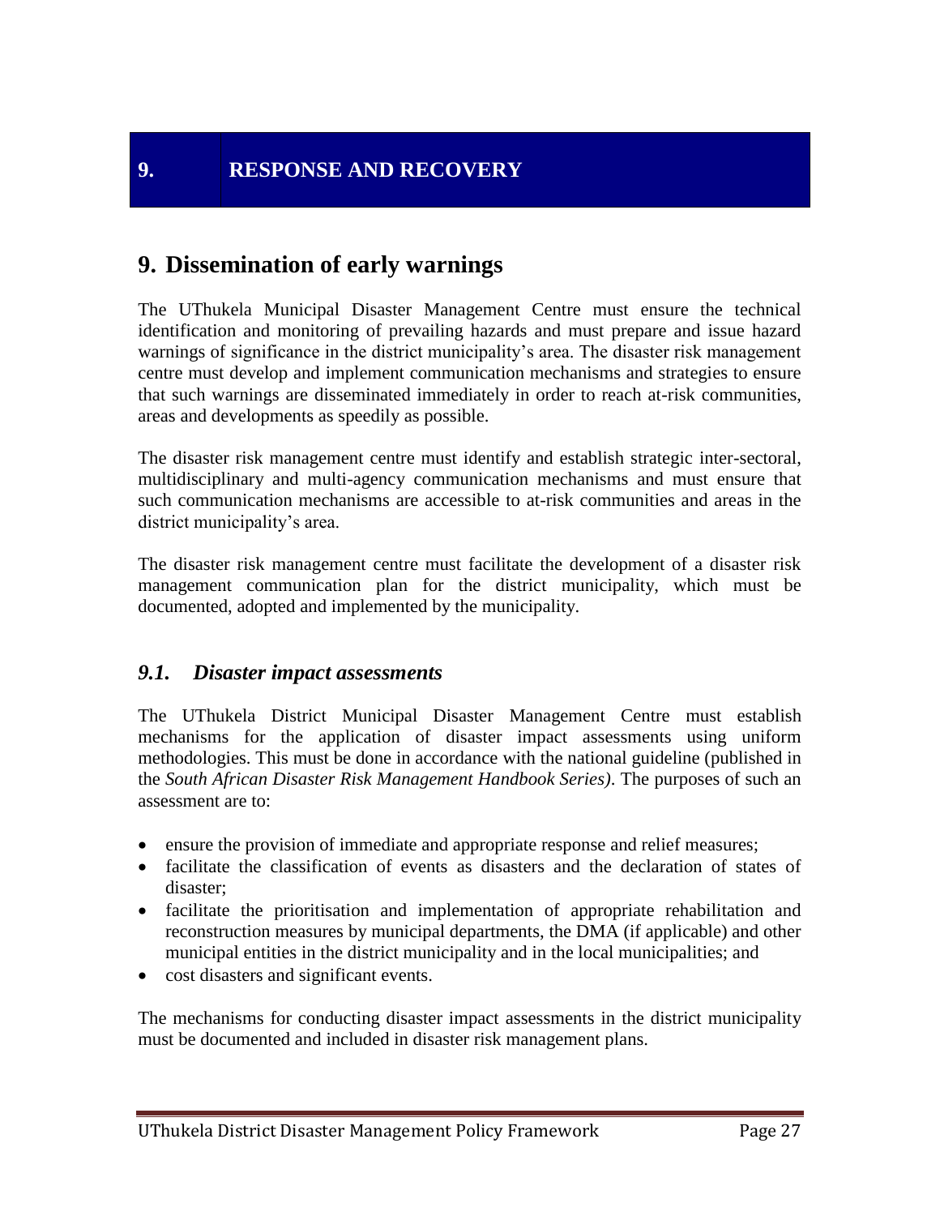# 9. RESPONSE AND RECOVERY

## 9. Dissemination of early warnings

The UThukela Municipal Disaster Management Centre must ensure the technical identification and monitoring of prevailing hazards and must prepare and issue hazard warnings of significance in the district municipality's area. The disaster risk management centre must develop and implement communication mechanisms and strategies to ensure that such warnings are disseminated immediately in order to reach at-risk communities, areas and developments as speedily as possible.

The disaster risk management centre must identify and establish strategic inter-sectoral, multidisciplinary and multi-agency communication mechanisms and must ensure that such communication mechanisms are accessible to at-risk communities and areas in the district municipality's area.

The disaster risk management centre must facilitate the development of a disaster risk management communication plan for the district municipality, which must be documented, adopted and implemented by the municipality.

### *9.1. Disaster impact assessments*

The UThukela District Municipal Disaster Management Centre must establish mechanisms for the application of disaster impact assessments using uniform methodologies. This must be done in accordance with the national guideline (published in the *South African Disaster Risk Management Handbook Series)*. The purposes of such an assessment are to:

- ensure the provision of immediate and appropriate response and relief measures;
- facilitate the classification of events as disasters and the declaration of states of disaster;
- facilitate the prioritisation and implementation of appropriate rehabilitation and reconstruction measures by municipal departments, the DMA (if applicable) and other municipal entities in the district municipality and in the local municipalities; and
- cost disasters and significant events.

The mechanisms for conducting disaster impact assessments in the district municipality must be documented and included in disaster risk management plans.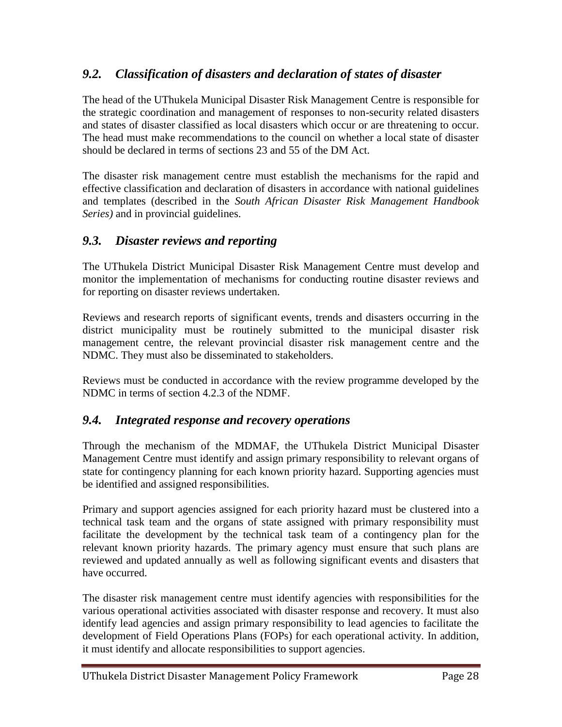## *9.2. Classification of disasters and declaration of states of disaster*

The head of the UThukela Municipal Disaster Risk Management Centre is responsible for the strategic coordination and management of responses to non-security related disasters and states of disaster classified as local disasters which occur or are threatening to occur. The head must make recommendations to the council on whether a local state of disaster should be declared in terms of sections 23 and 55 of the DM Act.

The disaster risk management centre must establish the mechanisms for the rapid and effective classification and declaration of disasters in accordance with national guidelines and templates (described in the *South African Disaster Risk Management Handbook Series)* and in provincial guidelines.

## *9.3. Disaster reviews and reporting*

The UThukela District Municipal Disaster Risk Management Centre must develop and monitor the implementation of mechanisms for conducting routine disaster reviews and for reporting on disaster reviews undertaken.

Reviews and research reports of significant events, trends and disasters occurring in the district municipality must be routinely submitted to the municipal disaster risk management centre, the relevant provincial disaster risk management centre and the NDMC. They must also be disseminated to stakeholders.

Reviews must be conducted in accordance with the review programme developed by the NDMC in terms of section 4.2.3 of the NDMF.

## *9.4. Integrated response and recovery operations*

Through the mechanism of the MDMAF, the UThukela District Municipal Disaster Management Centre must identify and assign primary responsibility to relevant organs of state for contingency planning for each known priority hazard. Supporting agencies must be identified and assigned responsibilities.

Primary and support agencies assigned for each priority hazard must be clustered into a technical task team and the organs of state assigned with primary responsibility must facilitate the development by the technical task team of a contingency plan for the relevant known priority hazards. The primary agency must ensure that such plans are reviewed and updated annually as well as following significant events and disasters that have occurred.

The disaster risk management centre must identify agencies with responsibilities for the various operational activities associated with disaster response and recovery. It must also identify lead agencies and assign primary responsibility to lead agencies to facilitate the development of Field Operations Plans (FOPs) for each operational activity. In addition, it must identify and allocate responsibilities to support agencies.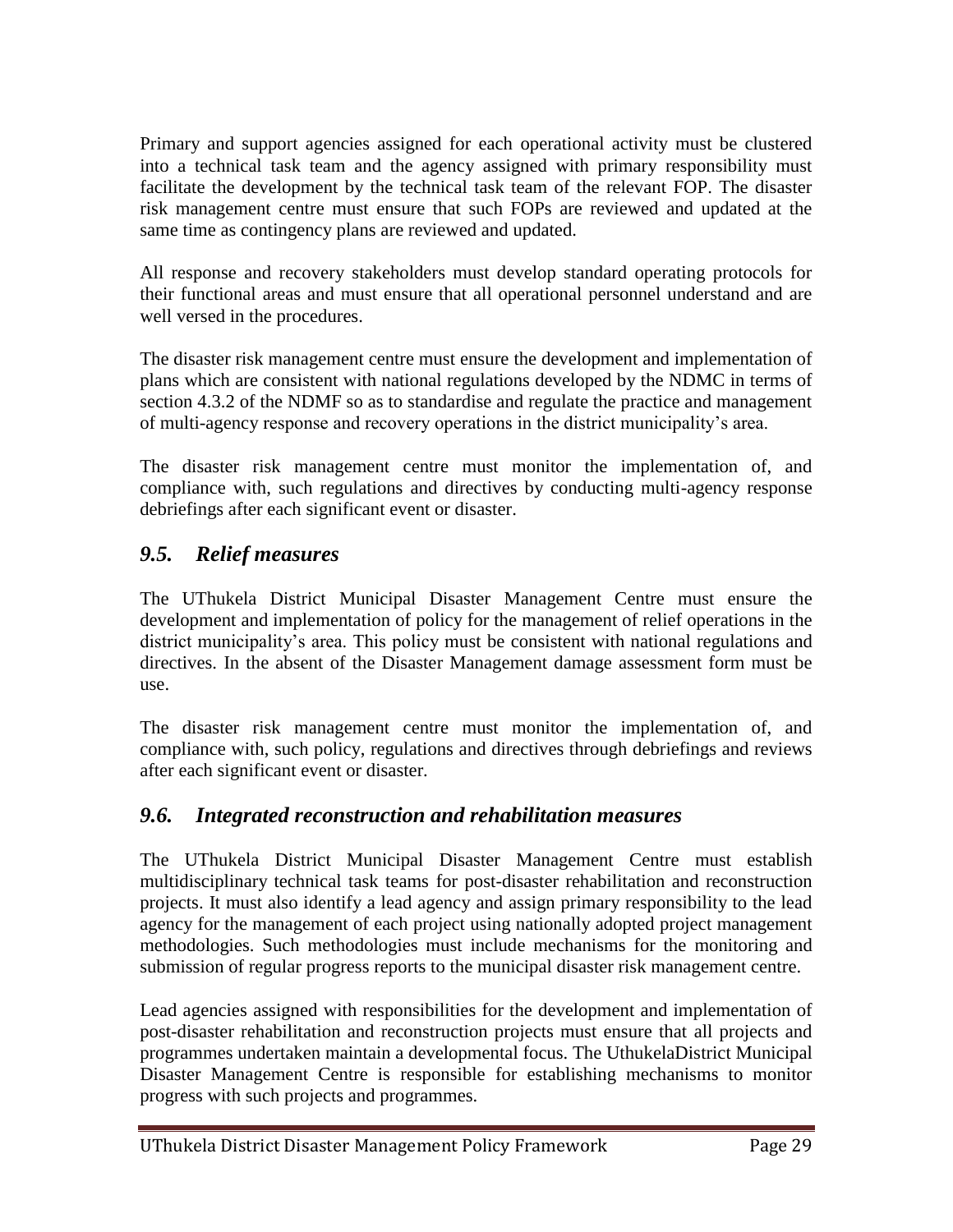Primary and support agencies assigned for each operational activity must be clustered into a technical task team and the agency assigned with primary responsibility must facilitate the development by the technical task team of the relevant FOP. The disaster risk management centre must ensure that such FOPs are reviewed and updated at the same time as contingency plans are reviewed and updated.

All response and recovery stakeholders must develop standard operating protocols for their functional areas and must ensure that all operational personnel understand and are well versed in the procedures.

The disaster risk management centre must ensure the development and implementation of plans which are consistent with national regulations developed by the NDMC in terms of section 4.3.2 of the NDMF so as to standardise and regulate the practice and management of multi-agency response and recovery operations in the district municipality's area.

The disaster risk management centre must monitor the implementation of, and compliance with, such regulations and directives by conducting multi-agency response debriefings after each significant event or disaster.

## *9.5. Relief measures*

The UThukela District Municipal Disaster Management Centre must ensure the development and implementation of policy for the management of relief operations in the district municipality's area. This policy must be consistent with national regulations and directives. In the absent of the Disaster Management damage assessment form must be use.

The disaster risk management centre must monitor the implementation of, and compliance with, such policy, regulations and directives through debriefings and reviews after each significant event or disaster.

## *9.6. Integrated reconstruction and rehabilitation measures*

The UThukela District Municipal Disaster Management Centre must establish multidisciplinary technical task teams for post-disaster rehabilitation and reconstruction projects. It must also identify a lead agency and assign primary responsibility to the lead agency for the management of each project using nationally adopted project management methodologies. Such methodologies must include mechanisms for the monitoring and submission of regular progress reports to the municipal disaster risk management centre.

Lead agencies assigned with responsibilities for the development and implementation of post-disaster rehabilitation and reconstruction projects must ensure that all projects and programmes undertaken maintain a developmental focus. The UthukelaDistrict Municipal Disaster Management Centre is responsible for establishing mechanisms to monitor progress with such projects and programmes.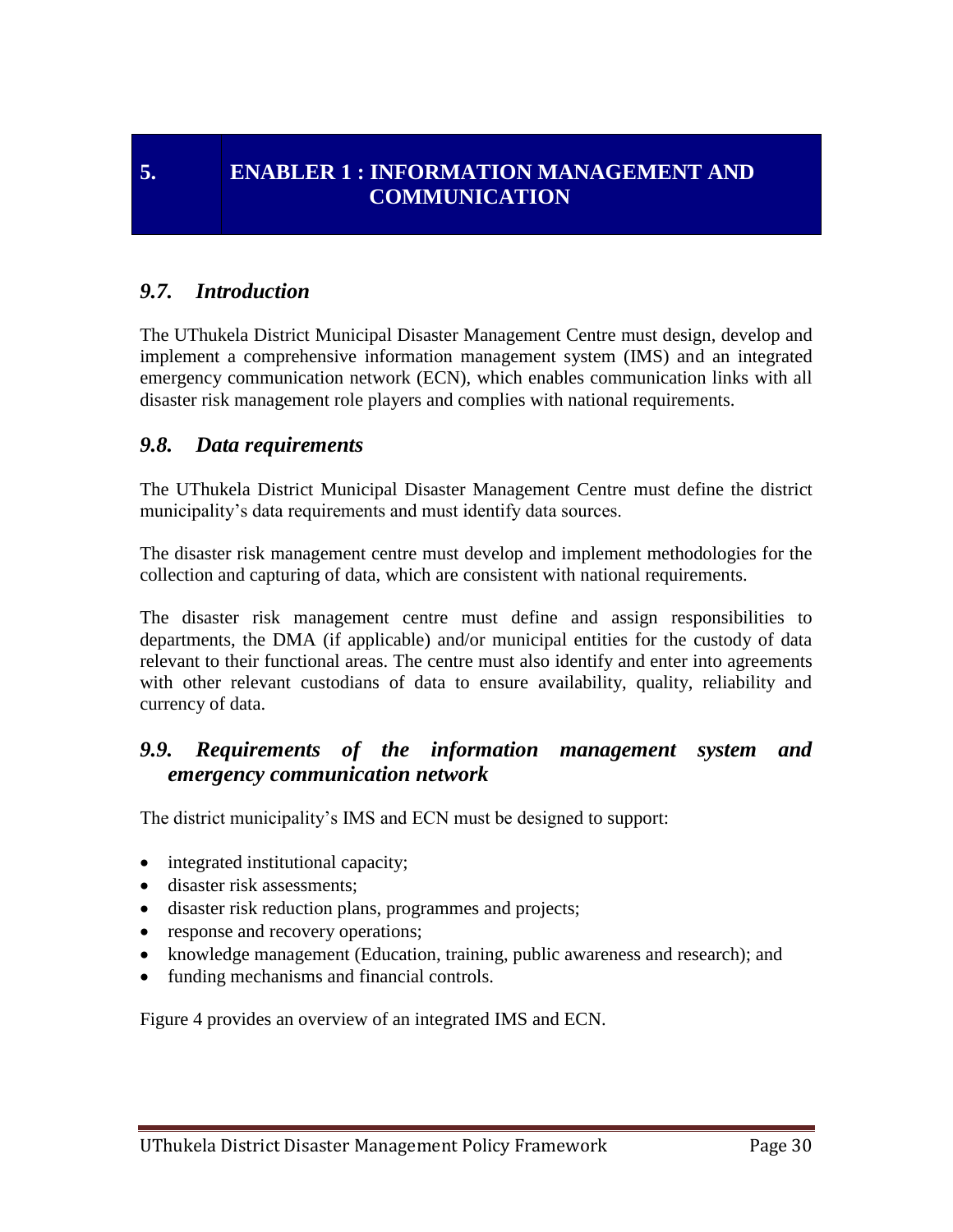# 5. ENABLER 1 : INFORMATION MANAGEMENT AND COMMUNICATION

## *9.7. Introduction*

The UThukela District Municipal Disaster Management Centre must design, develop and implement a comprehensive information management system (IMS) and an integrated emergency communication network (ECN), which enables communication links with all disaster risk management role players and complies with national requirements.

## *9.8. Data requirements*

The UThukela District Municipal Disaster Management Centre must define the district municipality's data requirements and must identify data sources.

The disaster risk management centre must develop and implement methodologies for the collection and capturing of data, which are consistent with national requirements.

The disaster risk management centre must define and assign responsibilities to departments, the DMA (if applicable) and/or municipal entities for the custody of data relevant to their functional areas. The centre must also identify and enter into agreements with other relevant custodians of data to ensure availability, quality, reliability and currency of data.

## *9.9. Requirements of the information management system and emergency communication network*

The district municipality's IMS and ECN must be designed to support:

- integrated institutional capacity;
- disaster risk assessments;
- disaster risk reduction plans, programmes and projects;
- response and recovery operations;
- knowledge management (Education, training, public awareness and research); and
- funding mechanisms and financial controls.

Figure 4 provides an overview of an integrated IMS and ECN.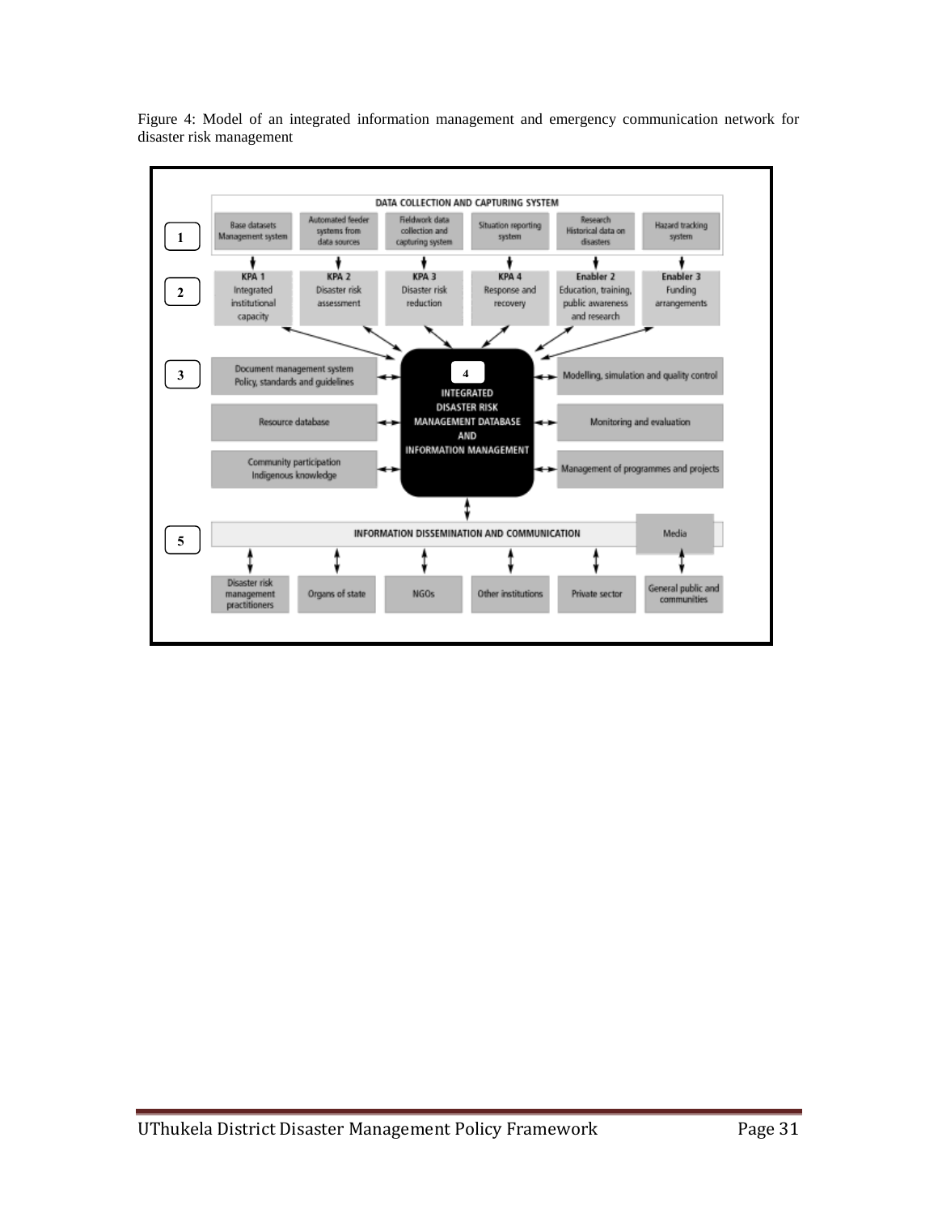Figure 4: Model of an integrated information management and emergency communication network for disaster risk management

**1 — DATA COLLECTION AND CAPTURING SYSTEM**

- Base datasets Management system
- Automated feeder systems from data sources
- Fieldwork data collection and capturing system
- Situation reporting system
- Research Historical data on disasters
- Hazard tracking system

**2**

- KPA 1 Integrated institutional capacity
- KPA 2 Disaster risk assessment
- KPA 3 Disaster risk reduction
- KPA 4 Response and recovery
- Enabler 2 Education, training, public awareness and research
- Enabler 3 Funding arrangements

**3**

- Document management system Policy, standards and guidelines
- Resource database
- Community participation Indigenous knowledge
- Modelling, simulation and quality control
- Monitoring and evaluation
- Management of programmes and projects

**4 — INTEGRATED DISASTER RISK MANAGEMENT DATABASE AND INFORMATION MANAGEMENT**

**5 — INFORMATION DISSEMINATION AND COMMUNICATION**

- Media
- Disaster risk management practitioners
- Organs of state
- NGOs
- Other institutions
- Private sector
- General public and communities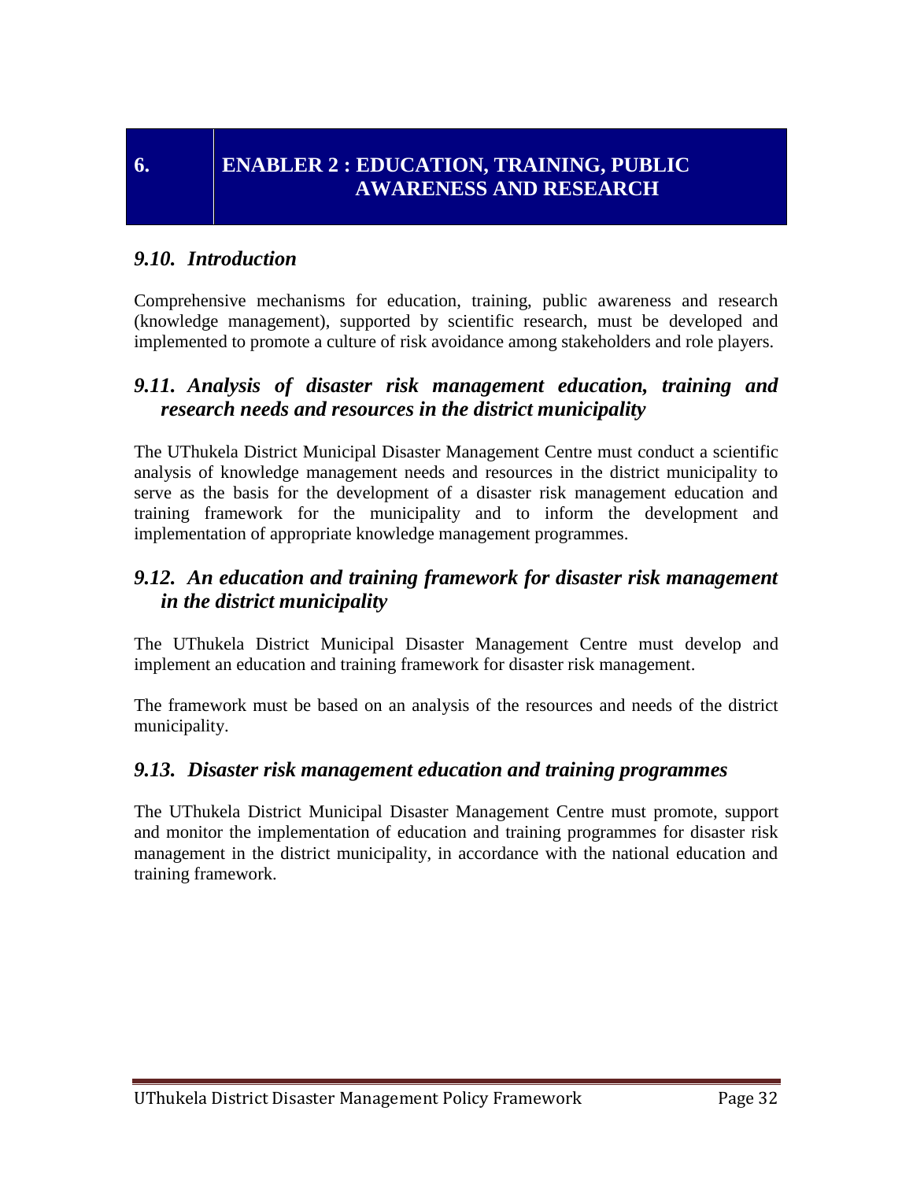# 6. ENABLER 2 : EDUCATION, TRAINING, PUBLIC AWARENESS AND RESEARCH

## *9.10. Introduction*

Comprehensive mechanisms for education, training, public awareness and research (knowledge management), supported by scientific research, must be developed and implemented to promote a culture of risk avoidance among stakeholders and role players.

## *9.11. Analysis of disaster risk management education, training and research needs and resources in the district municipality*

The UThukela District Municipal Disaster Management Centre must conduct a scientific analysis of knowledge management needs and resources in the district municipality to serve as the basis for the development of a disaster risk management education and training framework for the municipality and to inform the development and implementation of appropriate knowledge management programmes.

## *9.12. An education and training framework for disaster risk management in the district municipality*

The UThukela District Municipal Disaster Management Centre must develop and implement an education and training framework for disaster risk management.

The framework must be based on an analysis of the resources and needs of the district municipality.

## *9.13. Disaster risk management education and training programmes*

The UThukela District Municipal Disaster Management Centre must promote, support and monitor the implementation of education and training programmes for disaster risk management in the district municipality, in accordance with the national education and training framework.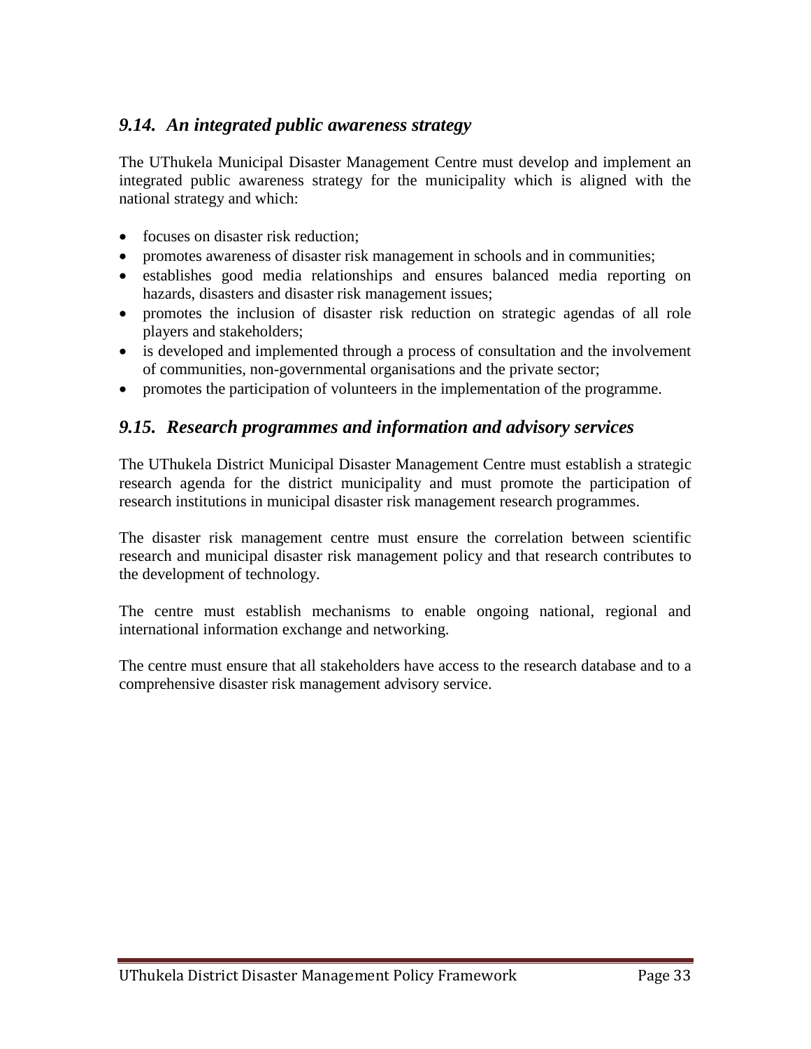## *9.14. An integrated public awareness strategy*

The UThukela Municipal Disaster Management Centre must develop and implement an integrated public awareness strategy for the municipality which is aligned with the national strategy and which:

- focuses on disaster risk reduction;
- promotes awareness of disaster risk management in schools and in communities;
- establishes good media relationships and ensures balanced media reporting on hazards, disasters and disaster risk management issues;
- promotes the inclusion of disaster risk reduction on strategic agendas of all role players and stakeholders;
- is developed and implemented through a process of consultation and the involvement of communities, non-governmental organisations and the private sector;
- promotes the participation of volunteers in the implementation of the programme.

## *9.15. Research programmes and information and advisory services*

The UThukela District Municipal Disaster Management Centre must establish a strategic research agenda for the district municipality and must promote the participation of research institutions in municipal disaster risk management research programmes.

The disaster risk management centre must ensure the correlation between scientific research and municipal disaster risk management policy and that research contributes to the development of technology.

The centre must establish mechanisms to enable ongoing national, regional and international information exchange and networking.

The centre must ensure that all stakeholders have access to the research database and to a comprehensive disaster risk management advisory service.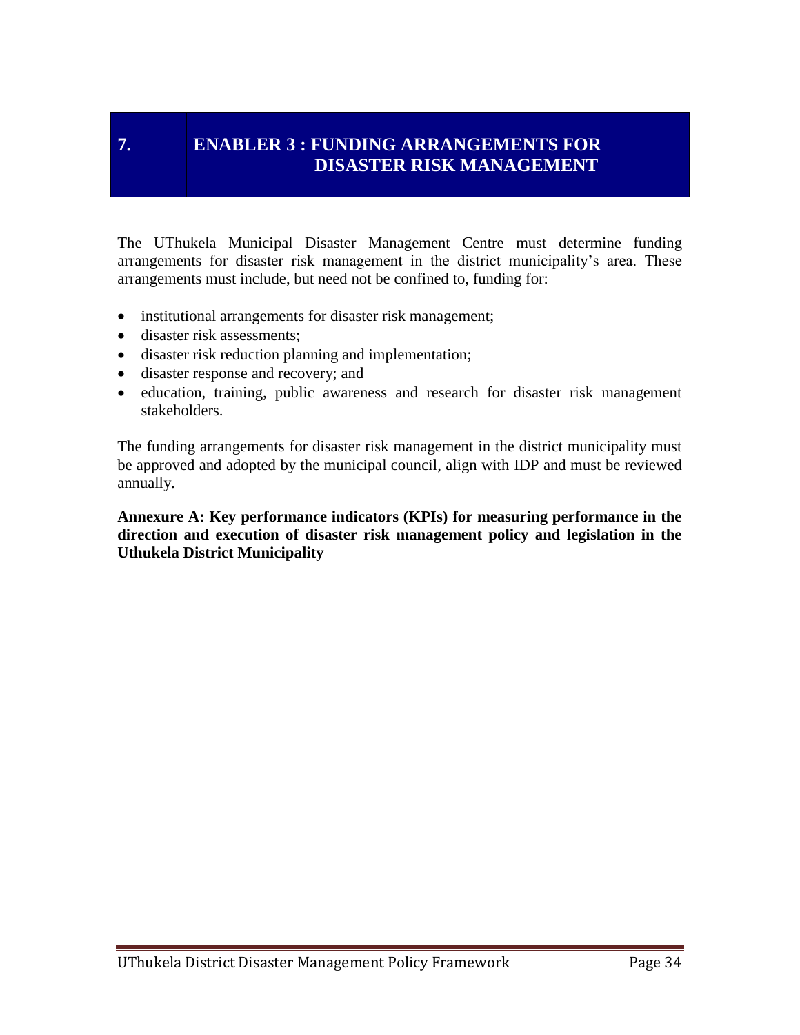# 7. ENABLER 3 : FUNDING ARRANGEMENTS FOR DISASTER RISK MANAGEMENT

The UThukela Municipal Disaster Management Centre must determine funding arrangements for disaster risk management in the district municipality's area. These arrangements must include, but need not be confined to, funding for:

- institutional arrangements for disaster risk management;
- disaster risk assessments;
- disaster risk reduction planning and implementation;
- disaster response and recovery; and
- education, training, public awareness and research for disaster risk management stakeholders.

The funding arrangements for disaster risk management in the district municipality must be approved and adopted by the municipal council, align with IDP and must be reviewed annually.

**Annexure A: Key performance indicators (KPIs) for measuring performance in the direction and execution of disaster risk management policy and legislation in the Uthukela District Municipality**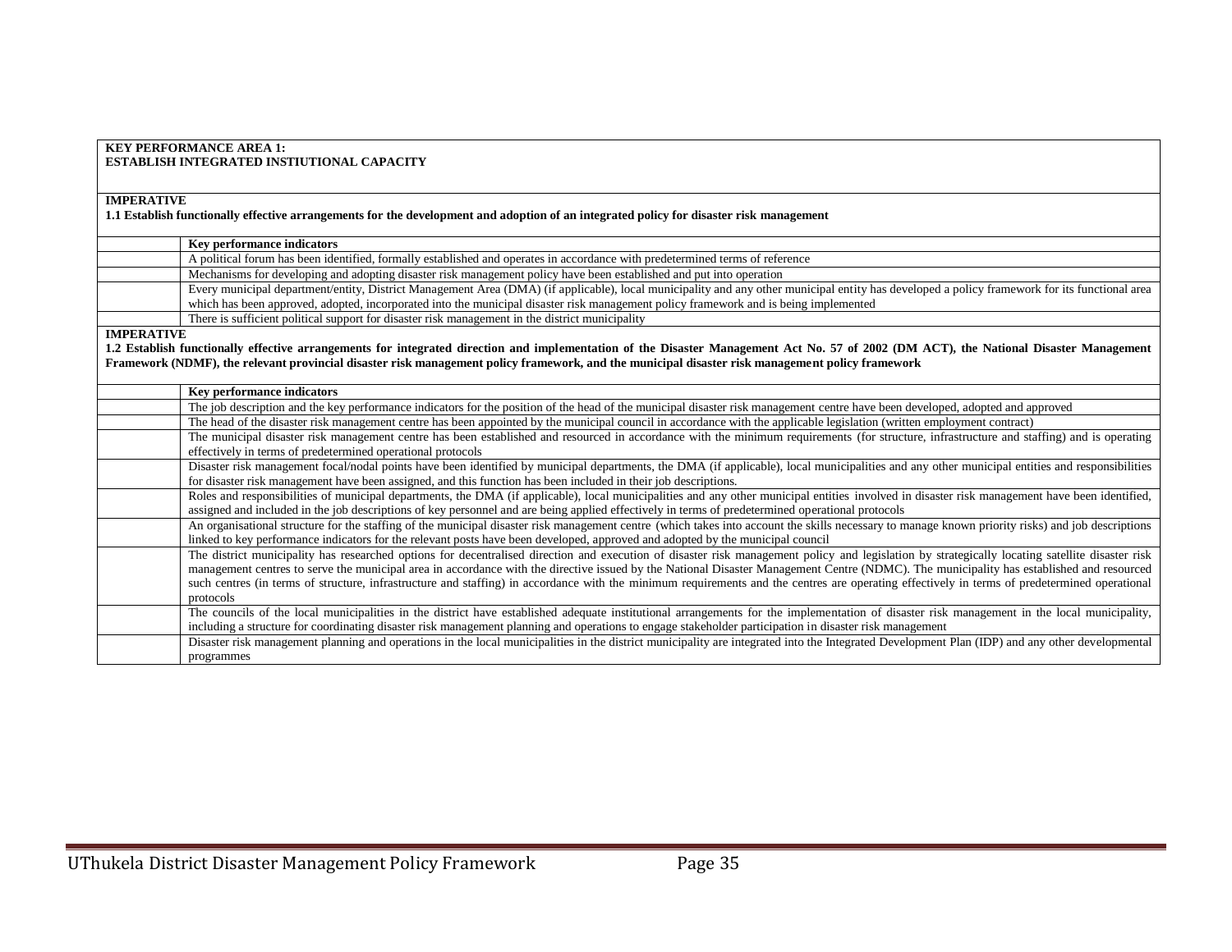**KEY PERFORMANCE AREA 1:**
**ESTABLISH INTEGRATED INSTIUTIONAL CAPACITY**

**IMPERATIVE**

**1.1 Establish functionally effective arrangements for the development and adoption of an integrated policy for disaster risk management**

| | Key performance indicators |
|---|---|
| | A political forum has been identified, formally established and operates in accordance with predetermined terms of reference |
| | Mechanisms for developing and adopting disaster risk management policy have been established and put into operation |
| | Every municipal department/entity, District Management Area (DMA) (if applicable), local municipality and any other municipal entity has developed a policy framework for its functional area which has been approved, adopted, incorporated into the municipal disaster risk management policy framework and is being implemented |
| | There is sufficient political support for disaster risk management in the district municipality |

**IMPERATIVE**

**1.2 Establish functionally effective arrangements for integrated direction and implementation of the Disaster Management Act No. 57 of 2002 (DM ACT), the National Disaster Management Framework (NDMF), the relevant provincial disaster risk management policy framework, and the municipal disaster risk management policy framework**

| | Key performance indicators |
|---|---|
| | The job description and the key performance indicators for the position of the head of the municipal disaster risk management centre have been developed, adopted and approved |
| | The head of the disaster risk management centre has been appointed by the municipal council in accordance with the applicable legislation (written employment contract) |
| | The municipal disaster risk management centre has been established and resourced in accordance with the minimum requirements (for structure, infrastructure and staffing) and is operating effectively in terms of predetermined operational protocols |
| | Disaster risk management focal/nodal points have been identified by municipal departments, the DMA (if applicable), local municipalities and any other municipal entities and responsibilities for disaster risk management have been assigned, and this function has been included in their job descriptions. |
| | Roles and responsibilities of municipal departments, the DMA (if applicable), local municipalities and any other municipal entities involved in disaster risk management have been identified, assigned and included in the job descriptions of key personnel and are being applied effectively in terms of predetermined operational protocols |
| | An organisational structure for the staffing of the municipal disaster risk management centre (which takes into account the skills necessary to manage known priority risks) and job descriptions linked to key performance indicators for the relevant posts have been developed, approved and adopted by the municipal council |
| | The district municipality has researched options for decentralised direction and execution of disaster risk management policy and legislation by strategically locating satellite disaster risk management centres to serve the municipal area in accordance with the directive issued by the National Disaster Management Centre (NDMC). The municipality has established and resourced such centres (in terms of structure, infrastructure and staffing) in accordance with the minimum requirements and the centres are operating effectively in terms of predetermined operational protocols |
| | The councils of the local municipalities in the district have established adequate institutional arrangements for the implementation of disaster risk management in the local municipality, including a structure for coordinating disaster risk management planning and operations to engage stakeholder participation in disaster risk management |
| | Disaster risk management planning and operations in the local municipalities in the district municipality are integrated into the Integrated Development Plan (IDP) and any other developmental programmes |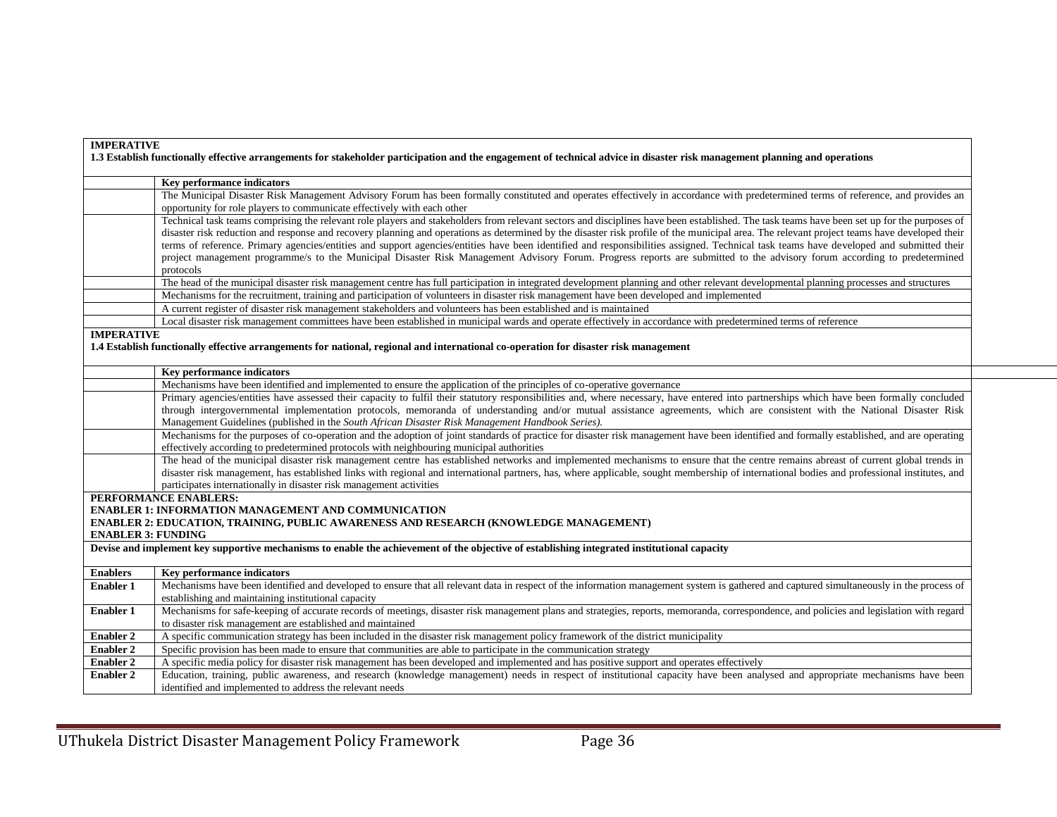| IMPERATIVE<br>**1.3 Establish functionally effective arrangements for stakeholder participation and the engagement of technical advice in disaster risk management planning and operations** | |
|---|---|
| | **Key performance indicators** |
| | The Municipal Disaster Risk Management Advisory Forum has been formally constituted and operates effectively in accordance with predetermined terms of reference, and provides an opportunity for role players to communicate effectively with each other |
| | Technical task teams comprising the relevant role players and stakeholders from relevant sectors and disciplines have been established. The task teams have been set up for the purposes of disaster risk reduction and response and recovery planning and operations as determined by the disaster risk profile of the municipal area. The relevant project teams have developed their terms of reference. Primary agencies/entities and support agencies/entities have been identified and responsibilities assigned. Technical task teams have developed and submitted their project management programme/s to the Municipal Disaster Risk Management Advisory Forum. Progress reports are submitted to the advisory forum according to predetermined protocols |
| | The head of the municipal disaster risk management centre has full participation in integrated development planning and other relevant developmental planning processes and structures |
| | Mechanisms for the recruitment, training and participation of volunteers in disaster risk management have been developed and implemented |
| | A current register of disaster risk management stakeholders and volunteers has been established and is maintained |
| | Local disaster risk management committees have been established in municipal wards and operate effectively in accordance with predetermined terms of reference |
| **IMPERATIVE**<br>**1.4 Establish functionally effective arrangements for national, regional and international co-operation for disaster risk management** | |
| | **Key performance indicators** |
| | Mechanisms have been identified and implemented to ensure the application of the principles of co-operative governance |
| | Primary agencies/entities have assessed their capacity to fulfil their statutory responsibilities and, where necessary, have entered into partnerships which have been formally concluded through intergovernmental implementation protocols, memoranda of understanding and/or mutual assistance agreements, which are consistent with the National Disaster Risk Management Guidelines (published in the *South African Disaster Risk Management Handbook Series)*. |
| | Mechanisms for the purposes of co-operation and the adoption of joint standards of practice for disaster risk management have been identified and formally established, and are operating effectively according to predetermined protocols with neighbouring municipal authorities |
| | The head of the municipal disaster risk management centre has established networks and implemented mechanisms to ensure that the centre remains abreast of current global trends in disaster risk management, has established links with regional and international partners, has, where applicable, sought membership of international bodies and professional institutes, and participates internationally in disaster risk management activities |
| **PERFORMANCE ENABLERS:**<br>**ENABLER 1: INFORMATION MANAGEMENT AND COMMUNICATION**<br>**ENABLER 2: EDUCATION, TRAINING, PUBLIC AWARENESS AND RESEARCH (KNOWLEDGE MANAGEMENT)**<br>**ENABLER 3: FUNDING** | |
| **Devise and implement key supportive mechanisms to enable the achievement of the objective of establishing integrated institutional capacity** | |
| **Enablers** | **Key performance indicators** |
| **Enabler 1** | Mechanisms have been identified and developed to ensure that all relevant data in respect of the information management system is gathered and captured simultaneously in the process of establishing and maintaining institutional capacity |
| **Enabler 1** | Mechanisms for safe-keeping of accurate records of meetings, disaster risk management plans and strategies, reports, memoranda, correspondence, and policies and legislation with regard to disaster risk management are established and maintained |
| **Enabler 2** | A specific communication strategy has been included in the disaster risk management policy framework of the district municipality |
| **Enabler 2** | Specific provision has been made to ensure that communities are able to participate in the communication strategy |
| **Enabler 2** | A specific media policy for disaster risk management has been developed and implemented and has positive support and operates effectively |
| **Enabler 2** | Education, training, public awareness, and research (knowledge management) needs in respect of institutional capacity have been analysed and appropriate mechanisms have been identified and implemented to address the relevant needs |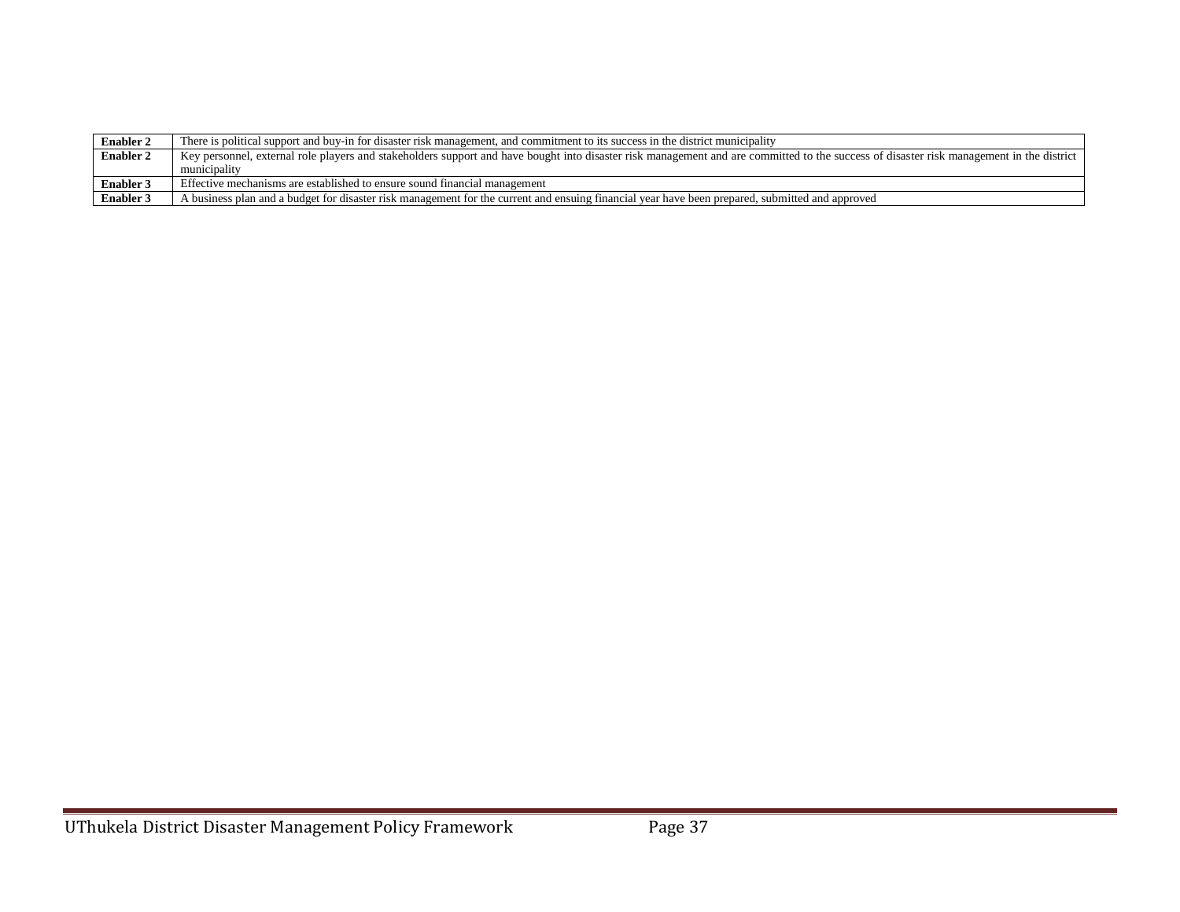| | |
|---|---|
| **Enabler 2** | There is political support and buy-in for disaster risk management, and commitment to its success in the district municipality |
| **Enabler 2** | Key personnel, external role players and stakeholders support and have bought into disaster risk management and are committed to the success of disaster risk management in the district municipality |
| **Enabler 3** | Effective mechanisms are established to ensure sound financial management |
| **Enabler 3** | A business plan and a budget for disaster risk management for the current and ensuing financial year have been prepared, submitted and approved |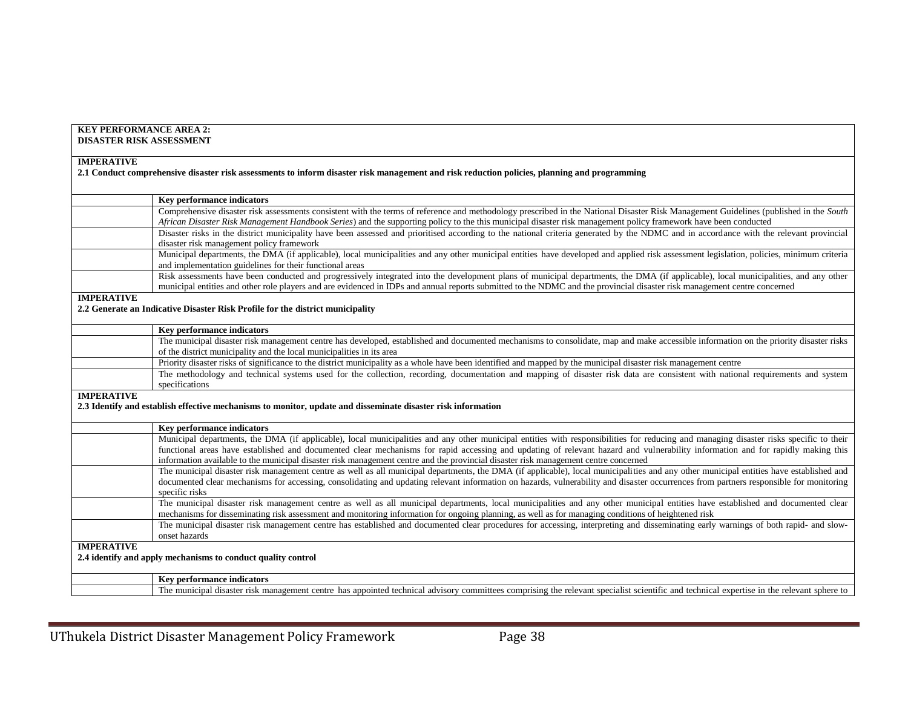| **KEY PERFORMANCE AREA 2:**<br>**DISASTER RISK ASSESSMENT** | |
|---|---|
| **IMPERATIVE**<br>**2.1 Conduct comprehensive disaster risk assessments to inform disaster risk management and risk reduction policies, planning and programming** | |
| | **Key performance indicators** |
| | Comprehensive disaster risk assessments consistent with the terms of reference and methodology prescribed in the National Disaster Risk Management Guidelines (published in the *South African Disaster Risk Management Handbook Series*) and the supporting policy to the this municipal disaster risk management policy framework have been conducted |
| | Disaster risks in the district municipality have been assessed and prioritised according to the national criteria generated by the NDMC and in accordance with the relevant provincial disaster risk management policy framework |
| | Municipal departments, the DMA (if applicable), local municipalities and any other municipal entities have developed and applied risk assessment legislation, policies, minimum criteria and implementation guidelines for their functional areas |
| | Risk assessments have been conducted and progressively integrated into the development plans of municipal departments, the DMA (if applicable), local municipalities, and any other municipal entities and other role players and are evidenced in IDPs and annual reports submitted to the NDMC and the provincial disaster risk management centre concerned |
| **IMPERATIVE**<br>**2.2 Generate an Indicative Disaster Risk Profile for the district municipality** | |
| | **Key performance indicators** |
| | The municipal disaster risk management centre has developed, established and documented mechanisms to consolidate, map and make accessible information on the priority disaster risks of the district municipality and the local municipalities in its area |
| | Priority disaster risks of significance to the district municipality as a whole have been identified and mapped by the municipal disaster risk management centre |
| | The methodology and technical systems used for the collection, recording, documentation and mapping of disaster risk data are consistent with national requirements and system specifications |
| **IMPERATIVE**<br>**2.3 Identify and establish effective mechanisms to monitor, update and disseminate disaster risk information** | |
| | **Key performance indicators** |
| | Municipal departments, the DMA (if applicable), local municipalities and any other municipal entities with responsibilities for reducing and managing disaster risks specific to their functional areas have established and documented clear mechanisms for rapid accessing and updating of relevant hazard and vulnerability information and for rapidly making this information available to the municipal disaster risk management centre and the provincial disaster risk management centre concerned |
| | The municipal disaster risk management centre as well as all municipal departments, the DMA (if applicable), local municipalities and any other municipal entities have established and documented clear mechanisms for accessing, consolidating and updating relevant information on hazards, vulnerability and disaster occurrences from partners responsible for monitoring specific risks |
| | The municipal disaster risk management centre as well as all municipal departments, local municipalities and any other municipal entities have established and documented clear mechanisms for disseminating risk assessment and monitoring information for ongoing planning, as well as for managing conditions of heightened risk |
| | The municipal disaster risk management centre has established and documented clear procedures for accessing, interpreting and disseminating early warnings of both rapid- and slow-onset hazards |
| **IMPERATIVE**<br>**2.4 identify and apply mechanisms to conduct quality control** | |
| | **Key performance indicators** |
| | The municipal disaster risk management centre has appointed technical advisory committees comprising the relevant specialist scientific and technical expertise in the relevant sphere to |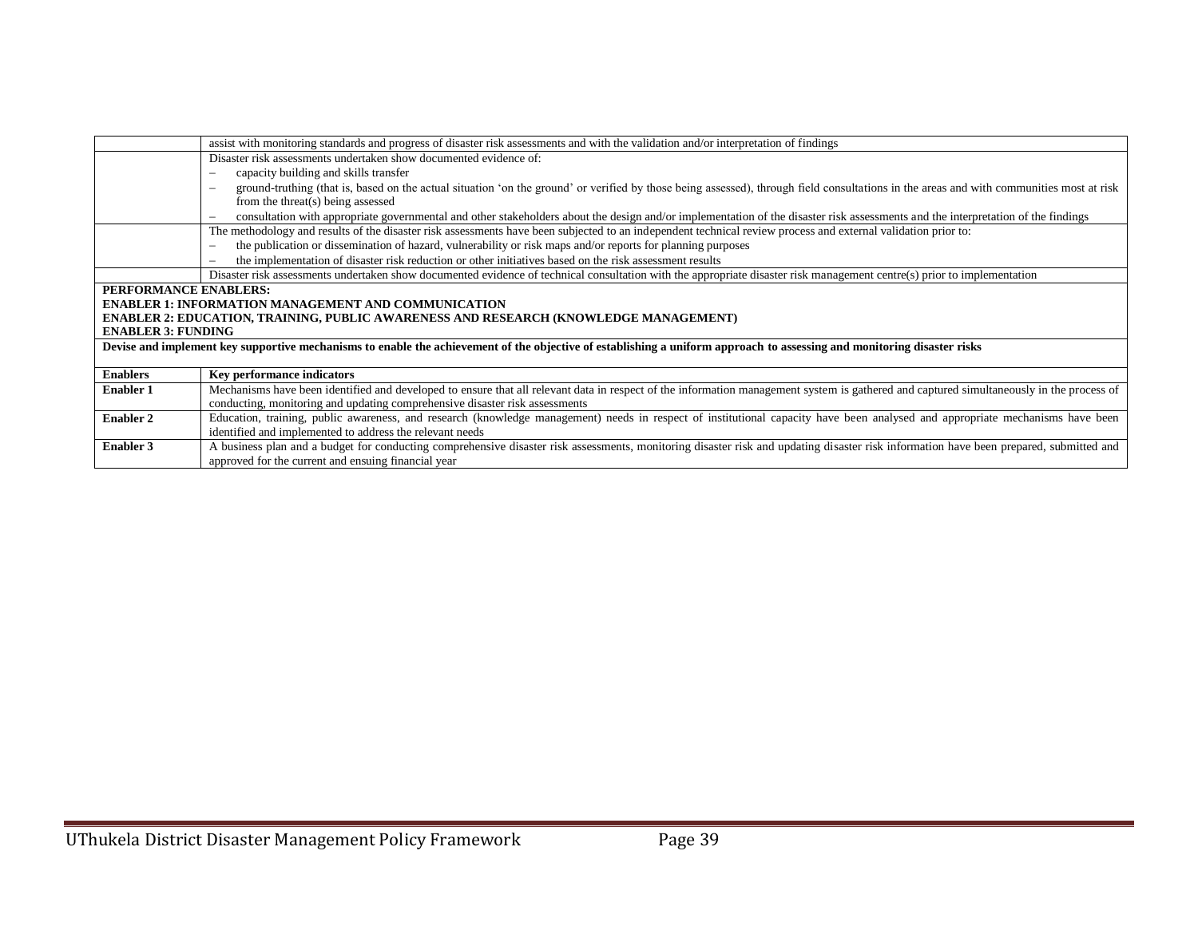| | |
|---|---|
| | assist with monitoring standards and progress of disaster risk assessments and with the validation and/or interpretation of findings |
| | Disaster risk assessments undertaken show documented evidence of:<br>– capacity building and skills transfer<br>– ground-truthing (that is, based on the actual situation 'on the ground' or verified by those being assessed), through field consultations in the areas and with communities most at risk from the threat(s) being assessed<br>– consultation with appropriate governmental and other stakeholders about the design and/or implementation of the disaster risk assessments and the interpretation of the findings |
| | The methodology and results of the disaster risk assessments have been subjected to an independent technical review process and external validation prior to:<br>– the publication or dissemination of hazard, vulnerability or risk maps and/or reports for planning purposes<br>– the implementation of disaster risk reduction or other initiatives based on the risk assessment results |
| | Disaster risk assessments undertaken show documented evidence of technical consultation with the appropriate disaster risk management centre(s) prior to implementation |

**PERFORMANCE ENABLERS:**
**ENABLER 1: INFORMATION MANAGEMENT AND COMMUNICATION**
**ENABLER 2: EDUCATION, TRAINING, PUBLIC AWARENESS AND RESEARCH (KNOWLEDGE MANAGEMENT)**
**ENABLER 3: FUNDING**

**Devise and implement key supportive mechanisms to enable the achievement of the objective of establishing a uniform approach to assessing and monitoring disaster risks**

| Enablers | Key performance indicators |
|---|---|
| **Enabler 1** | Mechanisms have been identified and developed to ensure that all relevant data in respect of the information management system is gathered and captured simultaneously in the process of conducting, monitoring and updating comprehensive disaster risk assessments |
| **Enabler 2** | Education, training, public awareness, and research (knowledge management) needs in respect of institutional capacity have been analysed and appropriate mechanisms have been identified and implemented to address the relevant needs |
| **Enabler 3** | A business plan and a budget for conducting comprehensive disaster risk assessments, monitoring disaster risk and updating disaster risk information have been prepared, submitted and approved for the current and ensuing financial year |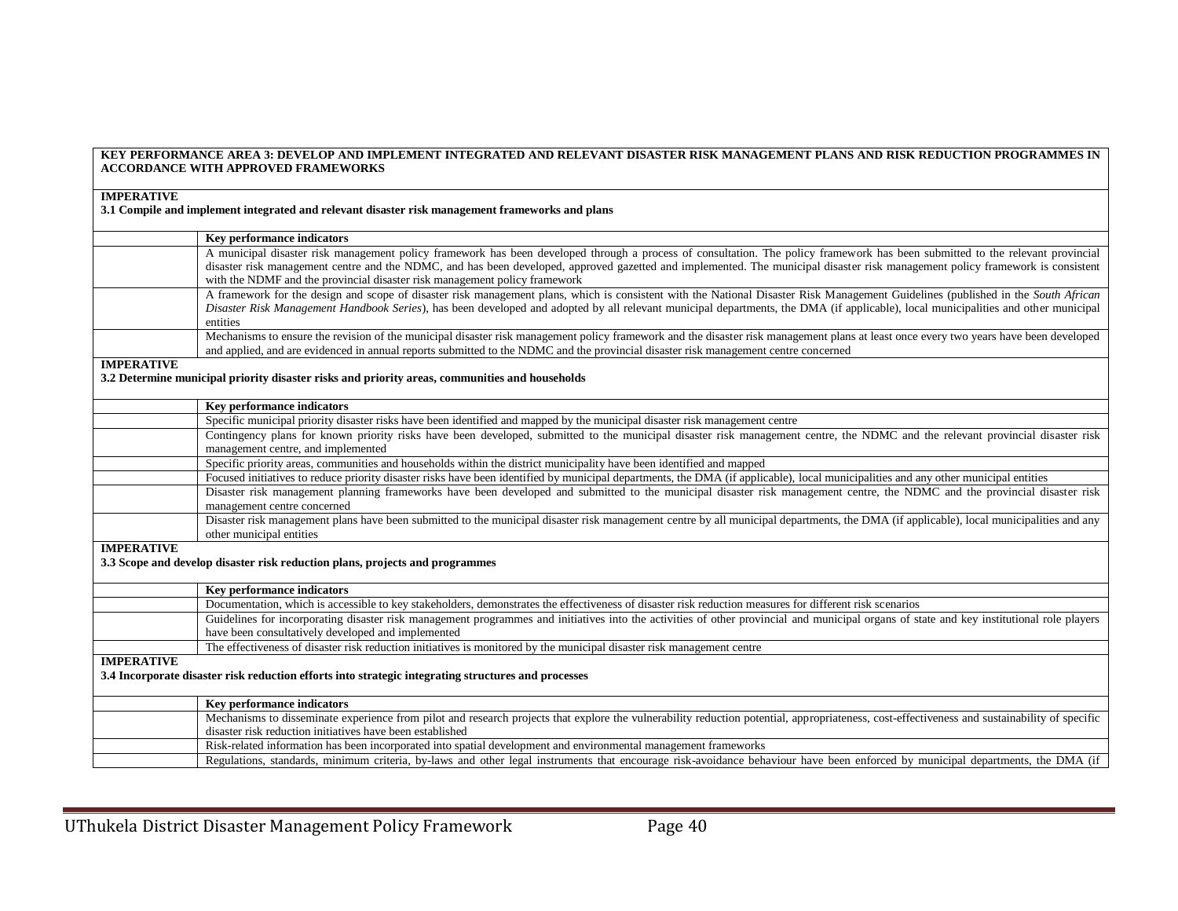| KEY PERFORMANCE AREA 3: DEVELOP AND IMPLEMENT INTEGRATED AND RELEVANT DISASTER RISK MANAGEMENT PLANS AND RISK REDUCTION PROGRAMMES IN ACCORDANCE WITH APPROVED FRAMEWORKS | |
|---|---|
| **IMPERATIVE**<br>**3.1 Compile and implement integrated and relevant disaster risk management frameworks and plans** | |
| | **Key performance indicators** |
| | A municipal disaster risk management policy framework has been developed through a process of consultation. The policy framework has been submitted to the relevant provincial disaster risk management centre and the NDMC, and has been developed, approved gazetted and implemented. The municipal disaster risk management policy framework is consistent with the NDMF and the provincial disaster risk management policy framework |
| | A framework for the design and scope of disaster risk management plans, which is consistent with the National Disaster Risk Management Guidelines (published in the *South African Disaster Risk Management Handbook Series*), has been developed and adopted by all relevant municipal departments, the DMA (if applicable), local municipalities and other municipal entities |
| | Mechanisms to ensure the revision of the municipal disaster risk management policy framework and the disaster risk management plans at least once every two years have been developed and applied, and are evidenced in annual reports submitted to the NDMC and the provincial disaster risk management centre concerned |
| **IMPERATIVE**<br>**3.2 Determine municipal priority disaster risks and priority areas, communities and households** | |
| | **Key performance indicators** |
| | Specific municipal priority disaster risks have been identified and mapped by the municipal disaster risk management centre |
| | Contingency plans for known priority risks have been developed, submitted to the municipal disaster risk management centre, the NDMC and the relevant provincial disaster risk management centre, and implemented |
| | Specific priority areas, communities and households within the district municipality have been identified and mapped |
| | Focused initiatives to reduce priority disaster risks have been identified by municipal departments, the DMA (if applicable), local municipalities and any other municipal entities |
| | Disaster risk management planning frameworks have been developed and submitted to the municipal disaster risk management centre, the NDMC and the provincial disaster risk management centre concerned |
| | Disaster risk management plans have been submitted to the municipal disaster risk management centre by all municipal departments, the DMA (if applicable), local municipalities and any other municipal entities |
| **IMPERATIVE**<br>**3.3 Scope and develop disaster risk reduction plans, projects and programmes** | |
| | **Key performance indicators** |
| | Documentation, which is accessible to key stakeholders, demonstrates the effectiveness of disaster risk reduction measures for different risk scenarios |
| | Guidelines for incorporating disaster risk management programmes and initiatives into the activities of other provincial and municipal organs of state and key institutional role players have been consultatively developed and implemented |
| | The effectiveness of disaster risk reduction initiatives is monitored by the municipal disaster risk management centre |
| **IMPERATIVE**<br>**3.4 Incorporate disaster risk reduction efforts into strategic integrating structures and processes** | |
| | **Key performance indicators** |
| | Mechanisms to disseminate experience from pilot and research projects that explore the vulnerability reduction potential, appropriateness, cost-effectiveness and sustainability of specific disaster risk reduction initiatives have been established |
| | Risk-related information has been incorporated into spatial development and environmental management frameworks |
| | Regulations, standards, minimum criteria, by-laws and other legal instruments that encourage risk-avoidance behaviour have been enforced by municipal departments, the DMA (if |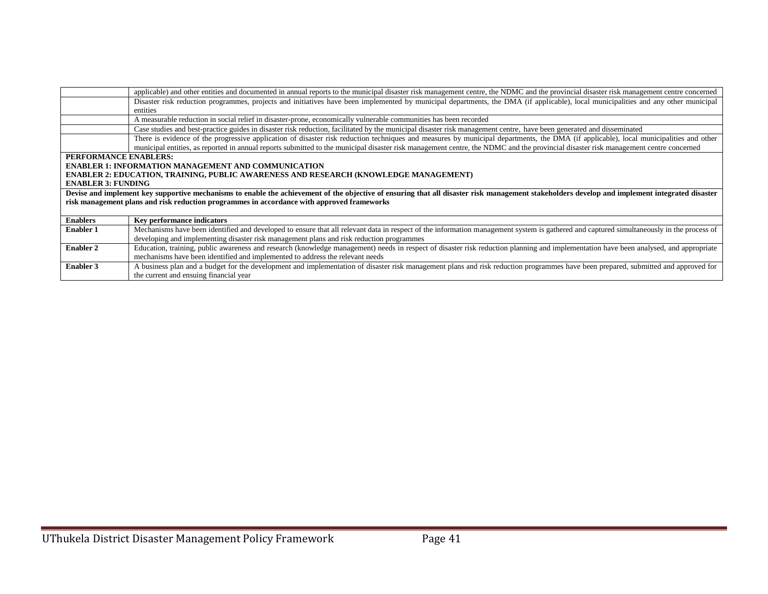| | |
|---|---|
| | applicable) and other entities and documented in annual reports to the municipal disaster risk management centre, the NDMC and the provincial disaster risk management centre concerned |
| | Disaster risk reduction programmes, projects and initiatives have been implemented by municipal departments, the DMA (if applicable), local municipalities and any other municipal entities |
| | A measurable reduction in social relief in disaster-prone, economically vulnerable communities has been recorded |
| | Case studies and best-practice guides in disaster risk reduction, facilitated by the municipal disaster risk management centre, have been generated and disseminated |
| | There is evidence of the progressive application of disaster risk reduction techniques and measures by municipal departments, the DMA (if applicable), local municipalities and other municipal entities, as reported in annual reports submitted to the municipal disaster risk management centre, the NDMC and the provincial disaster risk management centre concerned |

**PERFORMANCE ENABLERS:**
**ENABLER 1: INFORMATION MANAGEMENT AND COMMUNICATION**
**ENABLER 2: EDUCATION, TRAINING, PUBLIC AWARENESS AND RESEARCH (KNOWLEDGE MANAGEMENT)**
**ENABLER 3: FUNDING**

**Devise and implement key supportive mechanisms to enable the achievement of the objective of ensuring that all disaster risk management stakeholders develop and implement integrated disaster risk management plans and risk reduction programmes in accordance with approved frameworks**

| Enablers | Key performance indicators |
|---|---|
| **Enabler 1** | Mechanisms have been identified and developed to ensure that all relevant data in respect of the information management system is gathered and captured simultaneously in the process of developing and implementing disaster risk management plans and risk reduction programmes |
| **Enabler 2** | Education, training, public awareness and research (knowledge management) needs in respect of disaster risk reduction planning and implementation have been analysed, and appropriate mechanisms have been identified and implemented to address the relevant needs |
| **Enabler 3** | A business plan and a budget for the development and implementation of disaster risk management plans and risk reduction programmes have been prepared, submitted and approved for the current and ensuing financial year |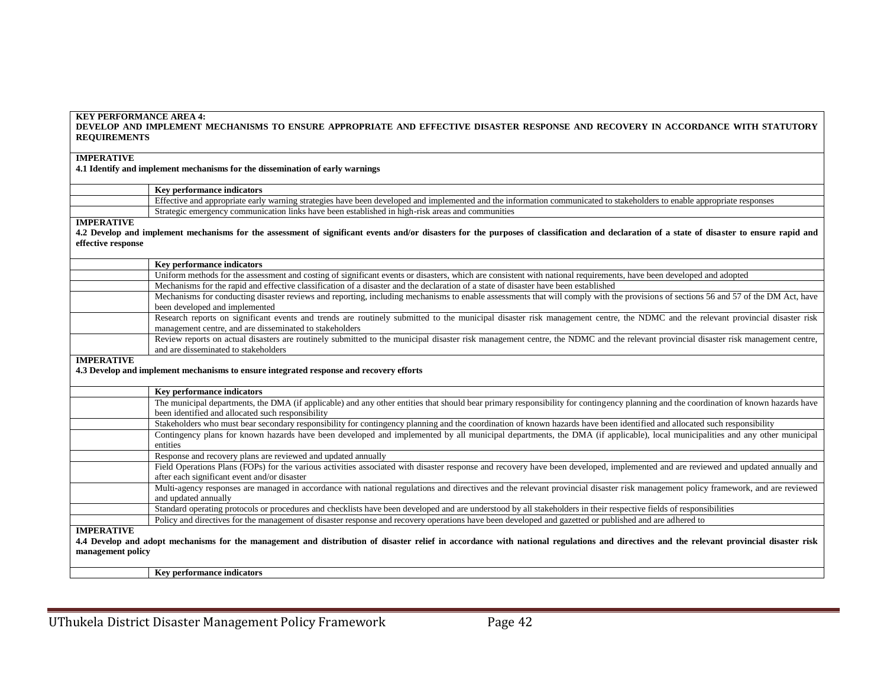| **KEY PERFORMANCE AREA 4:** **DEVELOP AND IMPLEMENT MECHANISMS TO ENSURE APPROPRIATE AND EFFECTIVE DISASTER RESPONSE AND RECOVERY IN ACCORDANCE WITH STATUTORY REQUIREMENTS** | |
|---|---|
| **IMPERATIVE** **4.1 Identify and implement mechanisms for the dissemination of early warnings** | |
| | **Key performance indicators** |
| | Effective and appropriate early warning strategies have been developed and implemented and the information communicated to stakeholders to enable appropriate responses |
| | Strategic emergency communication links have been established in high-risk areas and communities |
| **IMPERATIVE** **4.2 Develop and implement mechanisms for the assessment of significant events and/or disasters for the purposes of classification and declaration of a state of disaster to ensure rapid and effective response** | |
| | **Key performance indicators** |
| | Uniform methods for the assessment and costing of significant events or disasters, which are consistent with national requirements, have been developed and adopted |
| | Mechanisms for the rapid and effective classification of a disaster and the declaration of a state of disaster have been established |
| | Mechanisms for conducting disaster reviews and reporting, including mechanisms to enable assessments that will comply with the provisions of sections 56 and 57 of the DM Act, have been developed and implemented |
| | Research reports on significant events and trends are routinely submitted to the municipal disaster risk management centre, the NDMC and the relevant provincial disaster risk management centre, and are disseminated to stakeholders |
| | Review reports on actual disasters are routinely submitted to the municipal disaster risk management centre, the NDMC and the relevant provincial disaster risk management centre, and are disseminated to stakeholders |
| **IMPERATIVE** **4.3 Develop and implement mechanisms to ensure integrated response and recovery efforts** | |
| | **Key performance indicators** |
| | The municipal departments, the DMA (if applicable) and any other entities that should bear primary responsibility for contingency planning and the coordination of known hazards have been identified and allocated such responsibility |
| | Stakeholders who must bear secondary responsibility for contingency planning and the coordination of known hazards have been identified and allocated such responsibility |
| | Contingency plans for known hazards have been developed and implemented by all municipal departments, the DMA (if applicable), local municipalities and any other municipal entities |
| | Response and recovery plans are reviewed and updated annually |
| | Field Operations Plans (FOPs) for the various activities associated with disaster response and recovery have been developed, implemented and are reviewed and updated annually and after each significant event and/or disaster |
| | Multi-agency responses are managed in accordance with national regulations and directives and the relevant provincial disaster risk management policy framework, and are reviewed and updated annually |
| | Standard operating protocols or procedures and checklists have been developed and are understood by all stakeholders in their respective fields of responsibilities |
| | Policy and directives for the management of disaster response and recovery operations have been developed and gazetted or published and are adhered to |
| **IMPERATIVE** **4.4 Develop and adopt mechanisms for the management and distribution of disaster relief in accordance with national regulations and directives and the relevant provincial disaster risk management policy** | |
| | **Key performance indicators** |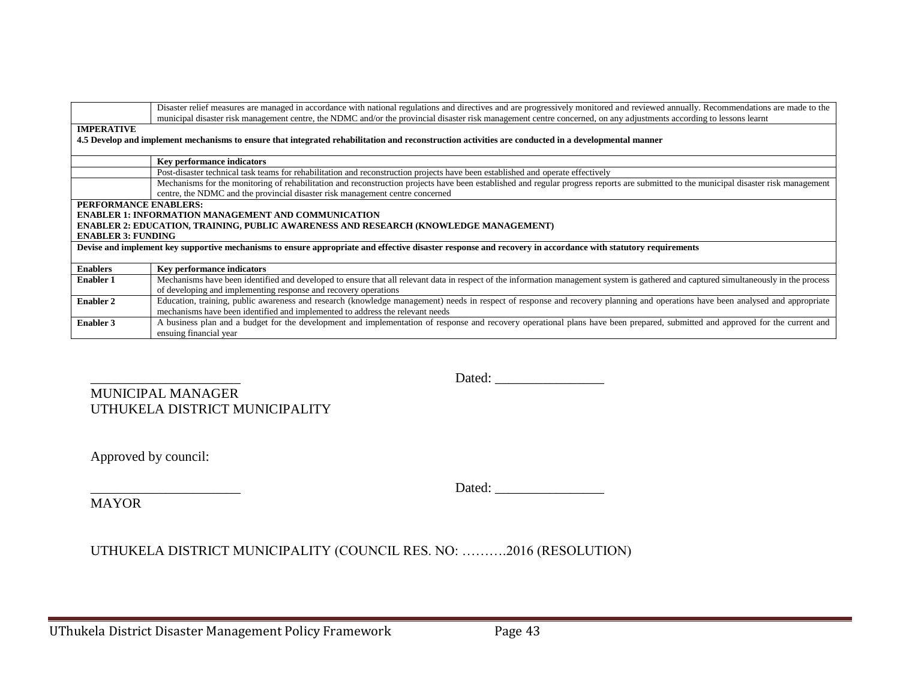| | |
|---|---|
| | Disaster relief measures are managed in accordance with national regulations and directives and are progressively monitored and reviewed annually. Recommendations are made to the municipal disaster risk management centre, the NDMC and/or the provincial disaster risk management centre concerned, on any adjustments according to lessons learnt |
| **IMPERATIVE**<br>**4.5 Develop and implement mechanisms to ensure that integrated rehabilitation and reconstruction activities are conducted in a developmental manner** | |
| | **Key performance indicators** |
| | Post-disaster technical task teams for rehabilitation and reconstruction projects have been established and operate effectively |
| | Mechanisms for the monitoring of rehabilitation and reconstruction projects have been established and regular progress reports are submitted to the municipal disaster risk management centre, the NDMC and the provincial disaster risk management centre concerned |
| **PERFORMANCE ENABLERS:**<br>**ENABLER 1: INFORMATION MANAGEMENT AND COMMUNICATION**<br>**ENABLER 2: EDUCATION, TRAINING, PUBLIC AWARENESS AND RESEARCH (KNOWLEDGE MANAGEMENT)**<br>**ENABLER 3: FUNDING** | |
| **Devise and implement key supportive mechanisms to ensure appropriate and effective disaster response and recovery in accordance with statutory requirements** | |
| **Enablers** | **Key performance indicators** |
| **Enabler 1** | Mechanisms have been identified and developed to ensure that all relevant data in respect of the information management system is gathered and captured simultaneously in the process of developing and implementing response and recovery operations |
| **Enabler 2** | Education, training, public awareness and research (knowledge management) needs in respect of response and recovery planning and operations have been analysed and appropriate mechanisms have been identified and implemented to address the relevant needs |
| **Enabler 3** | A business plan and a budget for the development and implementation of response and recovery operational plans have been prepared, submitted and approved for the current and ensuing financial year |

______________________ Dated: ________________

MUNICIPAL MANAGER
UTHUKELA DISTRICT MUNICIPALITY

Approved by council:

______________________ Dated: ________________

MAYOR

UTHUKELA DISTRICT MUNICIPALITY (COUNCIL RES. NO: ……….2016 (RESOLUTION)